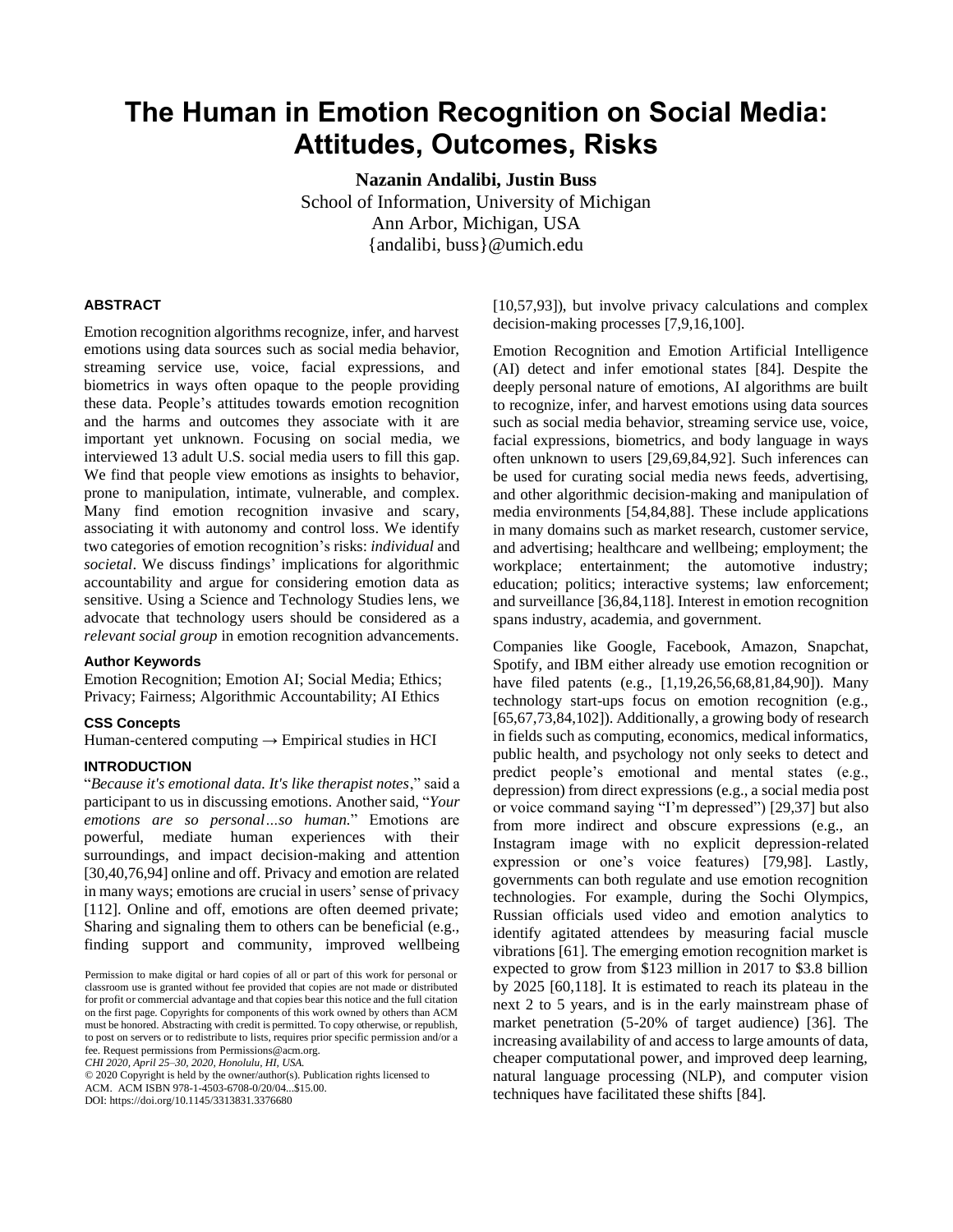# The Human in Emotion Recognition on Social Media: Attitudes, Outcomes, Risks

**Nazanin Andalibi, Justin Buss**
School of Information, University of Michigan
Ann Arbor, Michigan, USA
{andalibi, buss}@umich.edu

## ABSTRACT

Emotion recognition algorithms recognize, infer, and harvest emotions using data sources such as social media behavior, streaming service use, voice, facial expressions, and biometrics in ways often opaque to the people providing these data. People's attitudes towards emotion recognition and the harms and outcomes they associate with it are important yet unknown. Focusing on social media, we interviewed 13 adult U.S. social media users to fill this gap. We find that people view emotions as insights to behavior, prone to manipulation, intimate, vulnerable, and complex. Many find emotion recognition invasive and scary, associating it with autonomy and control loss. We identify two categories of emotion recognition's risks: *individual* and *societal*. We discuss findings' implications for algorithmic accountability and argue for considering emotion data as sensitive. Using a Science and Technology Studies lens, we advocate that technology users should be considered as a *relevant social group* in emotion recognition advancements.

### Author Keywords

Emotion Recognition; Emotion AI; Social Media; Ethics; Privacy; Fairness; Algorithmic Accountability; AI Ethics

### CSS Concepts

Human-centered computing → Empirical studies in HCI

## INTRODUCTION

"*Because it's emotional data. It's like therapist notes*," said a participant to us in discussing emotions. Another said, "*Your emotions are so personal…so human.*" Emotions are powerful, mediate human experiences with their surroundings, and impact decision-making and attention [30,40,76,94] online and off. Privacy and emotion are related in many ways; emotions are crucial in users' sense of privacy [112]. Online and off, emotions are often deemed private; Sharing and signaling them to others can be beneficial (e.g., finding support and community, improved wellbeing [10,57,93]), but involve privacy calculations and complex decision-making processes [7,9,16,100].

Emotion Recognition and Emotion Artificial Intelligence (AI) detect and infer emotional states [84]. Despite the deeply personal nature of emotions, AI algorithms are built to recognize, infer, and harvest emotions using data sources such as social media behavior, streaming service use, voice, facial expressions, biometrics, and body language in ways often unknown to users [29,69,84,92]. Such inferences can be used for curating social media news feeds, advertising, and other algorithmic decision-making and manipulation of media environments [54,84,88]. These include applications in many domains such as market research, customer service, and advertising; healthcare and wellbeing; employment; the workplace; entertainment; the automotive industry; education; politics; interactive systems; law enforcement; and surveillance [36,84,118]. Interest in emotion recognition spans industry, academia, and government.

Companies like Google, Facebook, Amazon, Snapchat, Spotify, and IBM either already use emotion recognition or have filed patents (e.g., [1,19,26,56,68,81,84,90]). Many technology start-ups focus on emotion recognition (e.g., [65,67,73,84,102]). Additionally, a growing body of research in fields such as computing, economics, medical informatics, public health, and psychology not only seeks to detect and predict people's emotional and mental states (e.g., depression) from direct expressions (e.g., a social media post or voice command saying "I'm depressed") [29,37] but also from more indirect and obscure expressions (e.g., an Instagram image with no explicit depression-related expression or one's voice features) [79,98]. Lastly, governments can both regulate and use emotion recognition technologies. For example, during the Sochi Olympics, Russian officials used video and emotion analytics to identify agitated attendees by measuring facial muscle vibrations [61]. The emerging emotion recognition market is expected to grow from $123 million in 2017 to $3.8 billion by 2025 [60,118]. It is estimated to reach its plateau in the next 2 to 5 years, and is in the early mainstream phase of market penetration (5-20% of target audience) [36]. The increasing availability of and access to large amounts of data, cheaper computational power, and improved deep learning, natural language processing (NLP), and computer vision techniques have facilitated these shifts [84].

Permission to make digital or hard copies of all or part of this work for personal or classroom use is granted without fee provided that copies are not made or distributed for profit or commercial advantage and that copies bear this notice and the full citation on the first page. Copyrights for components of this work owned by others than ACM must be honored. Abstracting with credit is permitted. To copy otherwise, or republish, to post on servers or to redistribute to lists, requires prior specific permission and/or a fee. Request permissions from Permissions@acm.org.
*CHI 2020, April 25–30, 2020, Honolulu, HI, USA.*
© 2020 Copyright is held by the owner/author(s). Publication rights licensed to ACM. ACM ISBN 978-1-4503-6708-0/20/04...$15.00.
DOI: https://doi.org/10.1145/3313831.3376680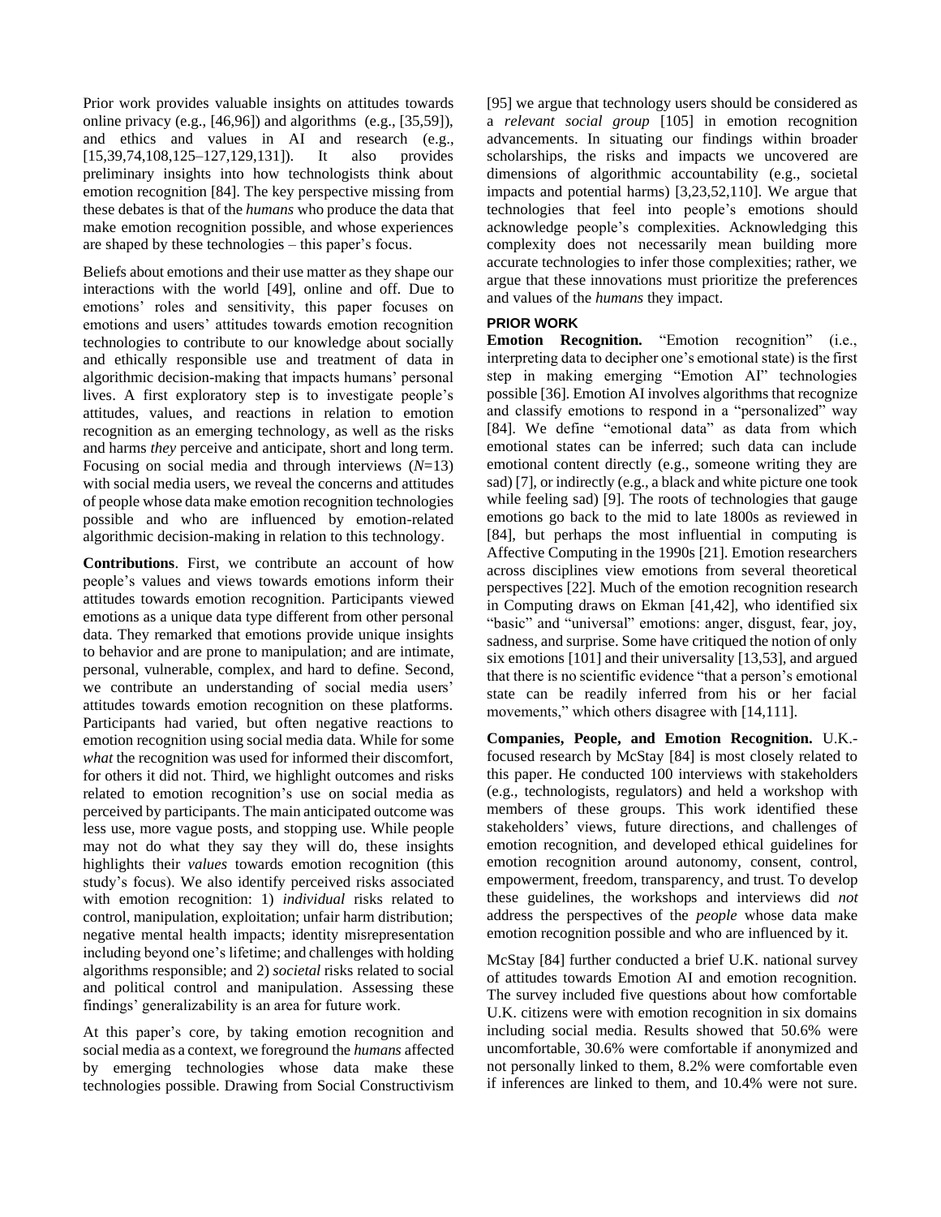Prior work provides valuable insights on attitudes towards online privacy (e.g., [46,96]) and algorithms (e.g., [35,59]), and ethics and values in AI and research (e.g., [15,39,74,108,125–127,129,131]). It also provides preliminary insights into how technologists think about emotion recognition [84]. The key perspective missing from these debates is that of the *humans* who produce the data that make emotion recognition possible, and whose experiences are shaped by these technologies – this paper's focus.

Beliefs about emotions and their use matter as they shape our interactions with the world [49], online and off. Due to emotions' roles and sensitivity, this paper focuses on emotions and users' attitudes towards emotion recognition technologies to contribute to our knowledge about socially and ethically responsible use and treatment of data in algorithmic decision-making that impacts humans' personal lives. A first exploratory step is to investigate people's attitudes, values, and reactions in relation to emotion recognition as an emerging technology, as well as the risks and harms *they* perceive and anticipate, short and long term. Focusing on social media and through interviews (*N*=13) with social media users, we reveal the concerns and attitudes of people whose data make emotion recognition technologies possible and who are influenced by emotion-related algorithmic decision-making in relation to this technology.

**Contributions**. First, we contribute an account of how people's values and views towards emotions inform their attitudes towards emotion recognition. Participants viewed emotions as a unique data type different from other personal data. They remarked that emotions provide unique insights to behavior and are prone to manipulation; and are intimate, personal, vulnerable, complex, and hard to define. Second, we contribute an understanding of social media users' attitudes towards emotion recognition on these platforms. Participants had varied, but often negative reactions to emotion recognition using social media data. While for some *what* the recognition was used for informed their discomfort, for others it did not. Third, we highlight outcomes and risks related to emotion recognition's use on social media as perceived by participants. The main anticipated outcome was less use, more vague posts, and stopping use. While people may not do what they say they will do, these insights highlights their *values* towards emotion recognition (this study's focus). We also identify perceived risks associated with emotion recognition: 1) *individual* risks related to control, manipulation, exploitation; unfair harm distribution; negative mental health impacts; identity misrepresentation including beyond one's lifetime; and challenges with holding algorithms responsible; and 2) *societal* risks related to social and political control and manipulation. Assessing these findings' generalizability is an area for future work.

At this paper's core, by taking emotion recognition and social media as a context, we foreground the *humans* affected by emerging technologies whose data make these technologies possible. Drawing from Social Constructivism [95] we argue that technology users should be considered as a *relevant social group* [105] in emotion recognition advancements. In situating our findings within broader scholarships, the risks and impacts we uncovered are dimensions of algorithmic accountability (e.g., societal impacts and potential harms) [3,23,52,110]. We argue that technologies that feel into people's emotions should acknowledge people's complexities. Acknowledging this complexity does not necessarily mean building more accurate technologies to infer those complexities; rather, we argue that these innovations must prioritize the preferences and values of the *humans* they impact.

## PRIOR WORK

**Emotion Recognition.** "Emotion recognition" (i.e., interpreting data to decipher one's emotional state) is the first step in making emerging "Emotion AI" technologies possible [36]. Emotion AI involves algorithms that recognize and classify emotions to respond in a "personalized" way [84]. We define "emotional data" as data from which emotional states can be inferred; such data can include emotional content directly (e.g., someone writing they are sad) [7], or indirectly (e.g., a black and white picture one took while feeling sad) [9]. The roots of technologies that gauge emotions go back to the mid to late 1800s as reviewed in [84], but perhaps the most influential in computing is Affective Computing in the 1990s [21]. Emotion researchers across disciplines view emotions from several theoretical perspectives [22]. Much of the emotion recognition research in Computing draws on Ekman [41,42], who identified six "basic" and "universal" emotions: anger, disgust, fear, joy, sadness, and surprise. Some have critiqued the notion of only six emotions [101] and their universality [13,53], and argued that there is no scientific evidence "that a person's emotional state can be readily inferred from his or her facial movements," which others disagree with [14,111].

**Companies, People, and Emotion Recognition.** U.K.-focused research by McStay [84] is most closely related to this paper. He conducted 100 interviews with stakeholders (e.g., technologists, regulators) and held a workshop with members of these groups. This work identified these stakeholders' views, future directions, and challenges of emotion recognition, and developed ethical guidelines for emotion recognition around autonomy, consent, control, empowerment, freedom, transparency, and trust. To develop these guidelines, the workshops and interviews did *not* address the perspectives of the *people* whose data make emotion recognition possible and who are influenced by it.

McStay [84] further conducted a brief U.K. national survey of attitudes towards Emotion AI and emotion recognition. The survey included five questions about how comfortable U.K. citizens were with emotion recognition in six domains including social media. Results showed that 50.6% were uncomfortable, 30.6% were comfortable if anonymized and not personally linked to them, 8.2% were comfortable even if inferences are linked to them, and 10.4% were not sure.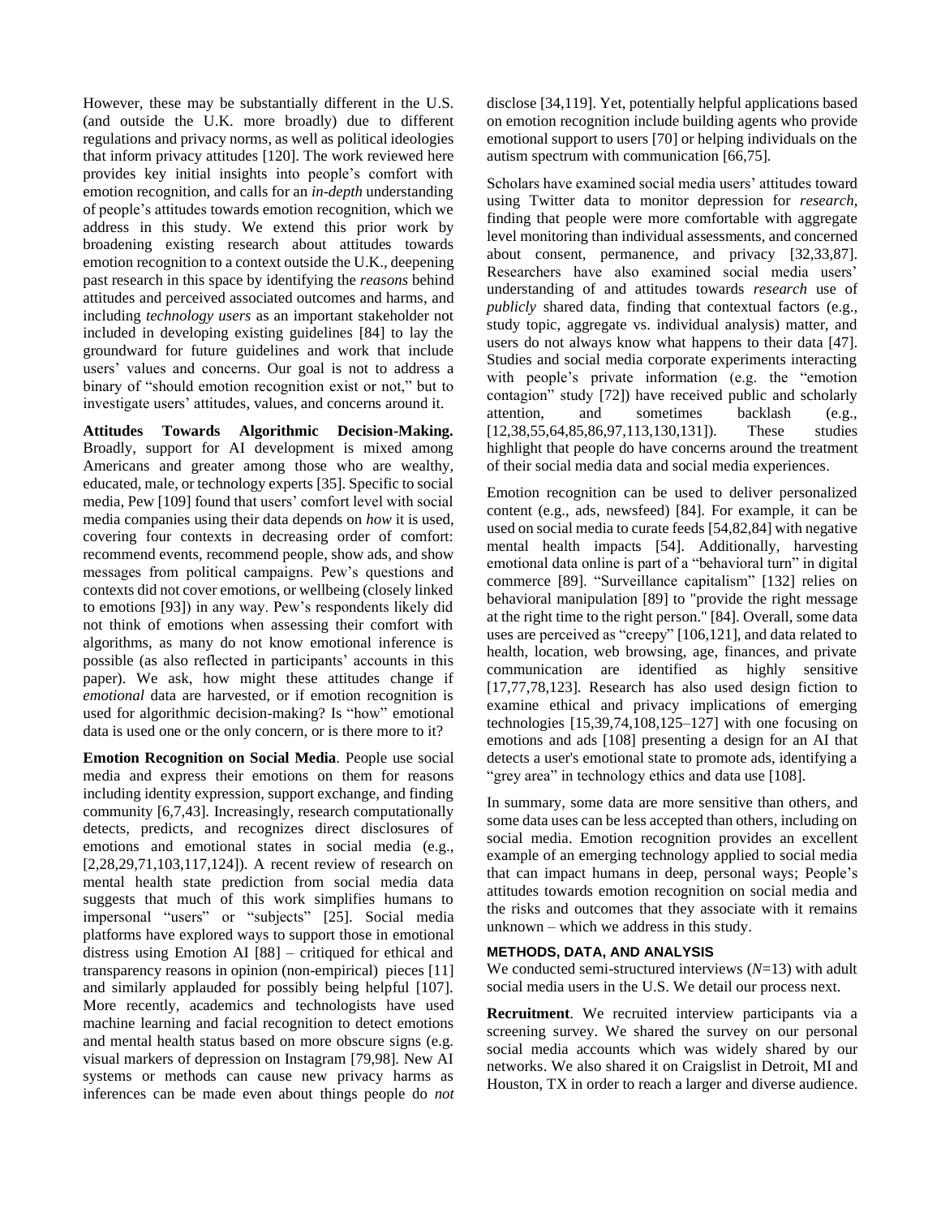However, these may be substantially different in the U.S. (and outside the U.K. more broadly) due to different regulations and privacy norms, as well as political ideologies that inform privacy attitudes [120]. The work reviewed here provides key initial insights into people's comfort with emotion recognition, and calls for an *in-depth* understanding of people's attitudes towards emotion recognition, which we address in this study. We extend this prior work by broadening existing research about attitudes towards emotion recognition to a context outside the U.K., deepening past research in this space by identifying the *reasons* behind attitudes and perceived associated outcomes and harms, and including *technology users* as an important stakeholder not included in developing existing guidelines [84] to lay the groundward for future guidelines and work that include users' values and concerns. Our goal is not to address a binary of "should emotion recognition exist or not," but to investigate users' attitudes, values, and concerns around it.

**Attitudes Towards Algorithmic Decision-Making.** Broadly, support for AI development is mixed among Americans and greater among those who are wealthy, educated, male, or technology experts [35]. Specific to social media, Pew [109] found that users' comfort level with social media companies using their data depends on *how* it is used, covering four contexts in decreasing order of comfort: recommend events, recommend people, show ads, and show messages from political campaigns. Pew's questions and contexts did not cover emotions, or wellbeing (closely linked to emotions [93]) in any way. Pew's respondents likely did not think of emotions when assessing their comfort with algorithms, as many do not know emotional inference is possible (as also reflected in participants' accounts in this paper). We ask, how might these attitudes change if *emotional* data are harvested, or if emotion recognition is used for algorithmic decision-making? Is "how" emotional data is used one or the only concern, or is there more to it?

**Emotion Recognition on Social Media**. People use social media and express their emotions on them for reasons including identity expression, support exchange, and finding community [6,7,43]. Increasingly, research computationally detects, predicts, and recognizes direct disclosures of emotions and emotional states in social media (e.g., [2,28,29,71,103,117,124]). A recent review of research on mental health state prediction from social media data suggests that much of this work simplifies humans to impersonal "users" or "subjects" [25]. Social media platforms have explored ways to support those in emotional distress using Emotion AI [88] – critiqued for ethical and transparency reasons in opinion (non-empirical) pieces [11] and similarly applauded for possibly being helpful [107]. More recently, academics and technologists have used machine learning and facial recognition to detect emotions and mental health status based on more obscure signs (e.g. visual markers of depression on Instagram [79,98]. New AI systems or methods can cause new privacy harms as inferences can be made even about things people do *not* disclose [34,119]. Yet, potentially helpful applications based on emotion recognition include building agents who provide emotional support to users [70] or helping individuals on the autism spectrum with communication [66,75].

Scholars have examined social media users' attitudes toward using Twitter data to monitor depression for *research*, finding that people were more comfortable with aggregate level monitoring than individual assessments, and concerned about consent, permanence, and privacy [32,33,87]. Researchers have also examined social media users' understanding of and attitudes towards *research* use of *publicly* shared data, finding that contextual factors (e.g., study topic, aggregate vs. individual analysis) matter, and users do not always know what happens to their data [47]. Studies and social media corporate experiments interacting with people's private information (e.g. the "emotion contagion" study [72]) have received public and scholarly attention, and sometimes backlash (e.g., [12,38,55,64,85,86,97,113,130,131]). These studies highlight that people do have concerns around the treatment of their social media data and social media experiences.

Emotion recognition can be used to deliver personalized content (e.g., ads, newsfeed) [84]. For example, it can be used on social media to curate feeds [54,82,84] with negative mental health impacts [54]. Additionally, harvesting emotional data online is part of a "behavioral turn" in digital commerce [89]. "Surveillance capitalism" [132] relies on behavioral manipulation [89] to "provide the right message at the right time to the right person." [84]. Overall, some data uses are perceived as "creepy" [106,121], and data related to health, location, web browsing, age, finances, and private communication are identified as highly sensitive [17,77,78,123]. Research has also used design fiction to examine ethical and privacy implications of emerging technologies [15,39,74,108,125–127] with one focusing on emotions and ads [108] presenting a design for an AI that detects a user's emotional state to promote ads, identifying a "grey area" in technology ethics and data use [108].

In summary, some data are more sensitive than others, and some data uses can be less accepted than others, including on social media. Emotion recognition provides an excellent example of an emerging technology applied to social media that can impact humans in deep, personal ways; People's attitudes towards emotion recognition on social media and the risks and outcomes that they associate with it remains unknown – which we address in this study.

## METHODS, DATA, AND ANALYSIS

We conducted semi-structured interviews ($N$=13) with adult social media users in the U.S. We detail our process next.

**Recruitment**. We recruited interview participants via a screening survey. We shared the survey on our personal social media accounts which was widely shared by our networks. We also shared it on Craigslist in Detroit, MI and Houston, TX in order to reach a larger and diverse audience.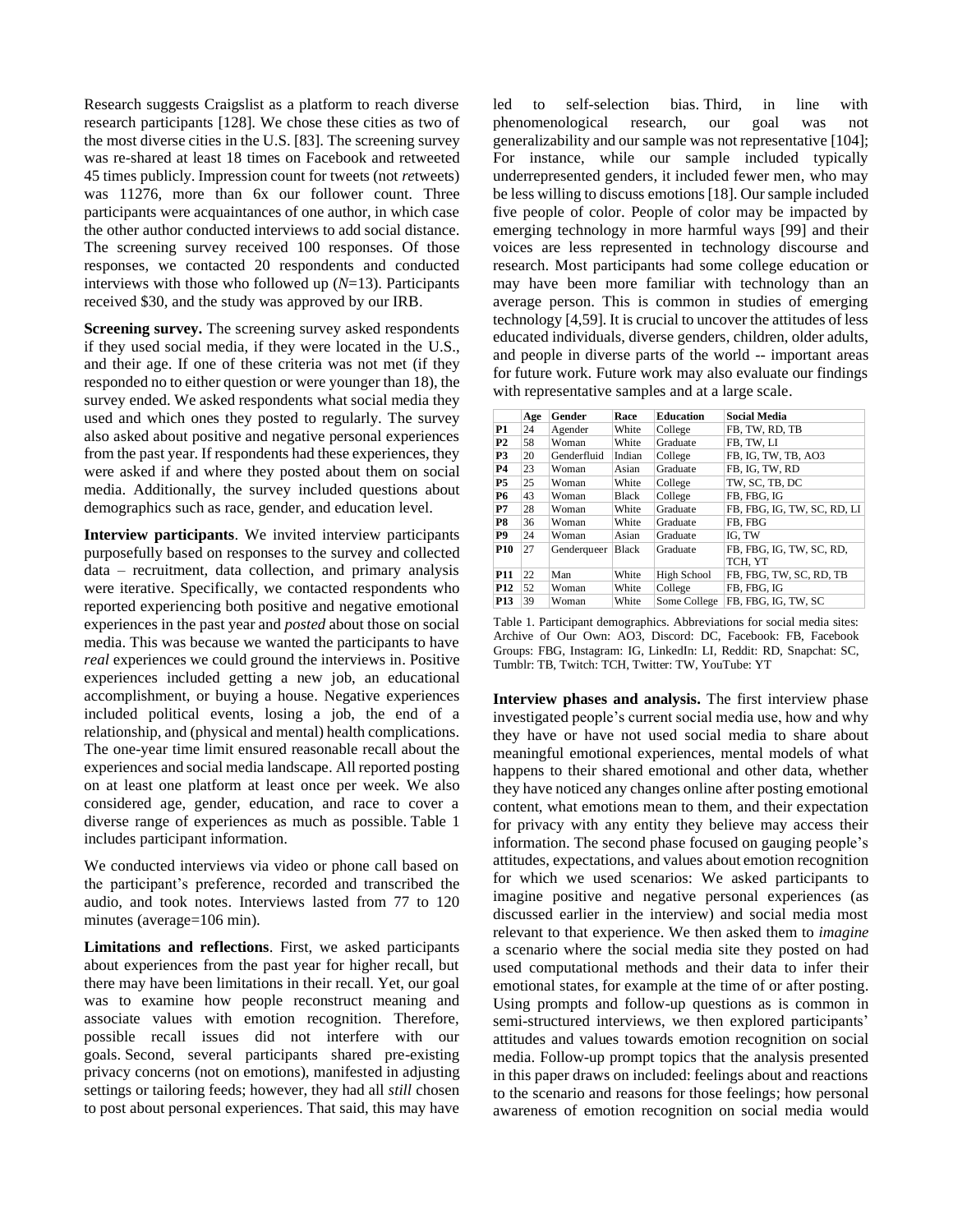Research suggests Craigslist as a platform to reach diverse research participants [128]. We chose these cities as two of the most diverse cities in the U.S. [83]. The screening survey was re-shared at least 18 times on Facebook and retweeted 45 times publicly. Impression count for tweets (not *re*tweets) was 11276, more than 6x our follower count. Three participants were acquaintances of one author, in which case the other author conducted interviews to add social distance. The screening survey received 100 responses. Of those responses, we contacted 20 respondents and conducted interviews with those who followed up (*N*=13). Participants received $30, and the study was approved by our IRB.

**Screening survey.** The screening survey asked respondents if they used social media, if they were located in the U.S., and their age. If one of these criteria was not met (if they responded no to either question or were younger than 18), the survey ended. We asked respondents what social media they used and which ones they posted to regularly. The survey also asked about positive and negative personal experiences from the past year. If respondents had these experiences, they were asked if and where they posted about them on social media. Additionally, the survey included questions about demographics such as race, gender, and education level.

**Interview participants**. We invited interview participants purposefully based on responses to the survey and collected data – recruitment, data collection, and primary analysis were iterative. Specifically, we contacted respondents who reported experiencing both positive and negative emotional experiences in the past year and *posted* about those on social media. This was because we wanted the participants to have *real* experiences we could ground the interviews in. Positive experiences included getting a new job, an educational accomplishment, or buying a house. Negative experiences included political events, losing a job, the end of a relationship, and (physical and mental) health complications. The one-year time limit ensured reasonable recall about the experiences and social media landscape. All reported posting on at least one platform at least once per week. We also considered age, gender, education, and race to cover a diverse range of experiences as much as possible. Table 1 includes participant information.

We conducted interviews via video or phone call based on the participant's preference, recorded and transcribed the audio, and took notes. Interviews lasted from 77 to 120 minutes (average=106 min).

**Limitations and reflections**. First, we asked participants about experiences from the past year for higher recall, but there may have been limitations in their recall. Yet, our goal was to examine how people reconstruct meaning and associate values with emotion recognition. Therefore, possible recall issues did not interfere with our goals. Second, several participants shared pre-existing privacy concerns (not on emotions), manifested in adjusting settings or tailoring feeds; however, they had all *still* chosen to post about personal experiences. That said, this may have led to self-selection bias. Third, in line with phenomenological research, our goal was not generalizability and our sample was not representative [104]; For instance, while our sample included typically underrepresented genders, it included fewer men, who may be less willing to discuss emotions [18]. Our sample included five people of color. People of color may be impacted by emerging technology in more harmful ways [99] and their voices are less represented in technology discourse and research. Most participants had some college education or may have been more familiar with technology than an average person. This is common in studies of emerging technology [4,59]. It is crucial to uncover the attitudes of less educated individuals, diverse genders, children, older adults, and people in diverse parts of the world -- important areas for future work. Future work may also evaluate our findings with representative samples and at a large scale.

| | Age | Gender | Race | Education | Social Media |
|---|---|---|---|---|---|
| **P1** | 24 | Agender | White | College | FB, TW, RD, TB |
| **P2** | 58 | Woman | White | Graduate | FB, TW, LI |
| **P3** | 20 | Genderfluid | Indian | College | FB, IG, TW, TB, AO3 |
| **P4** | 23 | Woman | Asian | Graduate | FB, IG, TW, RD |
| **P5** | 25 | Woman | White | College | TW, SC, TB, DC |
| **P6** | 43 | Woman | Black | College | FB, FBG, IG |
| **P7** | 28 | Woman | White | Graduate | FB, FBG, IG, TW, SC, RD, LI |
| **P8** | 36 | Woman | White | Graduate | FB, FBG |
| **P9** | 24 | Woman | Asian | Graduate | IG, TW |
| **P10** | 27 | Genderqueer | Black | Graduate | FB, FBG, IG, TW, SC, RD, TCH, YT |
| **P11** | 22 | Man | White | High School | FB, FBG, TW, SC, RD, TB |
| **P12** | 52 | Woman | White | College | FB, FBG, IG |
| **P13** | 39 | Woman | White | Some College | FB, FBG, IG, TW, SC |

Table 1. Participant demographics. Abbreviations for social media sites: Archive of Our Own: AO3, Discord: DC, Facebook: FB, Facebook Groups: FBG, Instagram: IG, LinkedIn: LI, Reddit: RD, Snapchat: SC, Tumblr: TB, Twitch: TCH, Twitter: TW, YouTube: YT

**Interview phases and analysis.** The first interview phase investigated people's current social media use, how and why they have or have not used social media to share about meaningful emotional experiences, mental models of what happens to their shared emotional and other data, whether they have noticed any changes online after posting emotional content, what emotions mean to them, and their expectation for privacy with any entity they believe may access their information. The second phase focused on gauging people's attitudes, expectations, and values about emotion recognition for which we used scenarios: We asked participants to imagine positive and negative personal experiences (as discussed earlier in the interview) and social media most relevant to that experience. We then asked them to *imagine* a scenario where the social media site they posted on had used computational methods and their data to infer their emotional states, for example at the time of or after posting. Using prompts and follow-up questions as is common in semi-structured interviews, we then explored participants' attitudes and values towards emotion recognition on social media. Follow-up prompt topics that the analysis presented in this paper draws on included: feelings about and reactions to the scenario and reasons for those feelings; how personal awareness of emotion recognition on social media would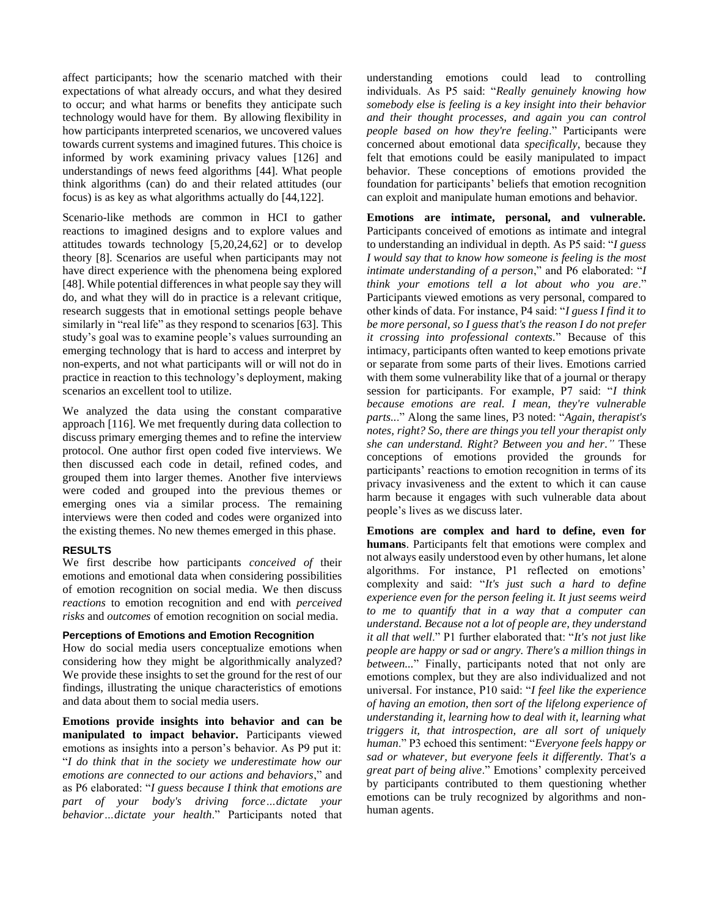affect participants; how the scenario matched with their expectations of what already occurs, and what they desired to occur; and what harms or benefits they anticipate such technology would have for them. By allowing flexibility in how participants interpreted scenarios, we uncovered values towards current systems and imagined futures. This choice is informed by work examining privacy values [126] and understandings of news feed algorithms [44]. What people think algorithms (can) do and their related attitudes (our focus) is as key as what algorithms actually do [44,122].

Scenario-like methods are common in HCI to gather reactions to imagined designs and to explore values and attitudes towards technology [5,20,24,62] or to develop theory [8]. Scenarios are useful when participants may not have direct experience with the phenomena being explored [48]. While potential differences in what people say they will do, and what they will do in practice is a relevant critique, research suggests that in emotional settings people behave similarly in "real life" as they respond to scenarios [63]. This study's goal was to examine people's values surrounding an emerging technology that is hard to access and interpret by non-experts, and not what participants will or will not do in practice in reaction to this technology's deployment, making scenarios an excellent tool to utilize.

We analyzed the data using the constant comparative approach [116]. We met frequently during data collection to discuss primary emerging themes and to refine the interview protocol. One author first open coded five interviews. We then discussed each code in detail, refined codes, and grouped them into larger themes. Another five interviews were coded and grouped into the previous themes or emerging ones via a similar process. The remaining interviews were then coded and codes were organized into the existing themes. No new themes emerged in this phase.

## RESULTS

We first describe how participants *conceived of* their emotions and emotional data when considering possibilities of emotion recognition on social media. We then discuss *reactions* to emotion recognition and end with *perceived risks* and *outcomes* of emotion recognition on social media.

### Perceptions of Emotions and Emotion Recognition

How do social media users conceptualize emotions when considering how they might be algorithmically analyzed? We provide these insights to set the ground for the rest of our findings, illustrating the unique characteristics of emotions and data about them to social media users.

**Emotions provide insights into behavior and can be manipulated to impact behavior.** Participants viewed emotions as insights into a person's behavior. As P9 put it: "*I do think that in the society we underestimate how our emotions are connected to our actions and behaviors*," and as P6 elaborated: "*I guess because I think that emotions are part of your body's driving force…dictate your behavior…dictate your health*." Participants noted that understanding emotions could lead to controlling individuals. As P5 said: "*Really genuinely knowing how somebody else is feeling is a key insight into their behavior and their thought processes, and again you can control people based on how they're feeling*." Participants were concerned about emotional data *specifically*, because they felt that emotions could be easily manipulated to impact behavior. These conceptions of emotions provided the foundation for participants' beliefs that emotion recognition can exploit and manipulate human emotions and behavior.

**Emotions are intimate, personal, and vulnerable.** Participants conceived of emotions as intimate and integral to understanding an individual in depth. As P5 said: "*I guess I would say that to know how someone is feeling is the most intimate understanding of a person*," and P6 elaborated: "*I think your emotions tell a lot about who you are*." Participants viewed emotions as very personal, compared to other kinds of data. For instance, P4 said: "*I guess I find it to be more personal, so I guess that's the reason I do not prefer it crossing into professional contexts.*" Because of this intimacy, participants often wanted to keep emotions private or separate from some parts of their lives. Emotions carried with them some vulnerability like that of a journal or therapy session for participants. For example, P7 said: "*I think because emotions are real. I mean, they're vulnerable parts...*" Along the same lines, P3 noted: "*Again, therapist's notes, right? So, there are things you tell your therapist only she can understand. Right? Between you and her."* These conceptions of emotions provided the grounds for participants' reactions to emotion recognition in terms of its privacy invasiveness and the extent to which it can cause harm because it engages with such vulnerable data about people's lives as we discuss later.

**Emotions are complex and hard to define, even for humans**. Participants felt that emotions were complex and not always easily understood even by other humans, let alone algorithms. For instance, P1 reflected on emotions' complexity and said: "*It's just such a hard to define experience even for the person feeling it. It just seems weird to me to quantify that in a way that a computer can understand. Because not a lot of people are, they understand it all that well*." P1 further elaborated that: "*It's not just like people are happy or sad or angry. There's a million things in between...*" Finally, participants noted that not only are emotions complex, but they are also individualized and not universal. For instance, P10 said: "*I feel like the experience of having an emotion, then sort of the lifelong experience of understanding it, learning how to deal with it, learning what triggers it, that introspection, are all sort of uniquely human*." P3 echoed this sentiment: "*Everyone feels happy or sad or whatever, but everyone feels it differently. That's a great part of being alive*." Emotions' complexity perceived by participants contributed to them questioning whether emotions can be truly recognized by algorithms and non-human agents.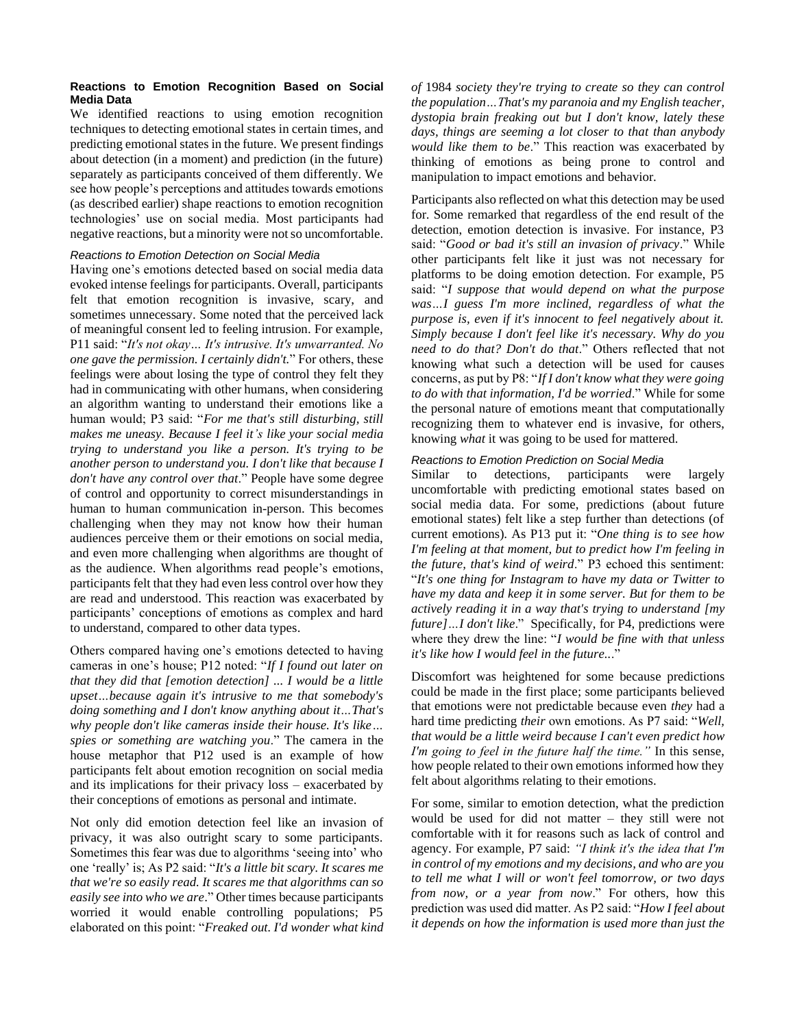### Reactions to Emotion Recognition Based on Social Media Data

We identified reactions to using emotion recognition techniques to detecting emotional states in certain times, and predicting emotional states in the future. We present findings about detection (in a moment) and prediction (in the future) separately as participants conceived of them differently. We see how people's perceptions and attitudes towards emotions (as described earlier) shape reactions to emotion recognition technologies' use on social media. Most participants had negative reactions, but a minority were not so uncomfortable.

#### *Reactions to Emotion Detection on Social Media*

Having one's emotions detected based on social media data evoked intense feelings for participants. Overall, participants felt that emotion recognition is invasive, scary, and sometimes unnecessary. Some noted that the perceived lack of meaningful consent led to feeling intrusion. For example, P11 said: "*It's not okay… It's intrusive. It's unwarranted. No one gave the permission. I certainly didn't.*" For others, these feelings were about losing the type of control they felt they had in communicating with other humans, when considering an algorithm wanting to understand their emotions like a human would; P3 said: "*For me that's still disturbing, still makes me uneasy. Because I feel it's like your social media trying to understand you like a person. It's trying to be another person to understand you. I don't like that because I don't have any control over that*." People have some degree of control and opportunity to correct misunderstandings in human to human communication in-person. This becomes challenging when they may not know how their human audiences perceive them or their emotions on social media, and even more challenging when algorithms are thought of as the audience. When algorithms read people's emotions, participants felt that they had even less control over how they are read and understood. This reaction was exacerbated by participants' conceptions of emotions as complex and hard to understand, compared to other data types.

Others compared having one's emotions detected to having cameras in one's house; P12 noted: "*If I found out later on that they did that [emotion detection] ... I would be a little upset…because again it's intrusive to me that somebody's doing something and I don't know anything about it…That's why people don't like cameras inside their house. It's like… spies or something are watching you*." The camera in the house metaphor that P12 used is an example of how participants felt about emotion recognition on social media and its implications for their privacy loss – exacerbated by their conceptions of emotions as personal and intimate.

Not only did emotion detection feel like an invasion of privacy, it was also outright scary to some participants. Sometimes this fear was due to algorithms 'seeing into' who one 'really' is; As P2 said: "*It's a little bit scary. It scares me that we're so easily read. It scares me that algorithms can so easily see into who we are*." Other times because participants worried it would enable controlling populations; P5 elaborated on this point: "*Freaked out. I'd wonder what kind of* 1984 *society they're trying to create so they can control the population…That's my paranoia and my English teacher, dystopia brain freaking out but I don't know, lately these days, things are seeming a lot closer to that than anybody would like them to be*." This reaction was exacerbated by thinking of emotions as being prone to control and manipulation to impact emotions and behavior.

Participants also reflected on what this detection may be used for. Some remarked that regardless of the end result of the detection, emotion detection is invasive. For instance, P3 said: "*Good or bad it's still an invasion of privacy*." While other participants felt like it just was not necessary for platforms to be doing emotion detection. For example, P5 said: "*I suppose that would depend on what the purpose was…I guess I'm more inclined, regardless of what the purpose is, even if it's innocent to feel negatively about it. Simply because I don't feel like it's necessary. Why do you need to do that? Don't do that*." Others reflected that not knowing what such a detection will be used for causes concerns, as put by P8: "*If I don't know what they were going to do with that information, I'd be worried*." While for some the personal nature of emotions meant that computationally recognizing them to whatever end is invasive, for others, knowing *what* it was going to be used for mattered.

#### *Reactions to Emotion Prediction on Social Media*

Similar to detections, participants were largely uncomfortable with predicting emotional states based on social media data. For some, predictions (about future emotional states) felt like a step further than detections (of current emotions). As P13 put it: "*One thing is to see how I'm feeling at that moment, but to predict how I'm feeling in the future, that's kind of weird*." P3 echoed this sentiment: "*It's one thing for Instagram to have my data or Twitter to have my data and keep it in some server. But for them to be actively reading it in a way that's trying to understand [my future]…I don't like*." Specifically, for P4, predictions were where they drew the line: "*I would be fine with that unless it's like how I would feel in the future..*."

Discomfort was heightened for some because predictions could be made in the first place; some participants believed that emotions were not predictable because even *they* had a hard time predicting *their* own emotions. As P7 said: "*Well, that would be a little weird because I can't even predict how I'm going to feel in the future half the time."* In this sense, how people related to their own emotions informed how they felt about algorithms relating to their emotions.

For some, similar to emotion detection, what the prediction would be used for did not matter – they still were not comfortable with it for reasons such as lack of control and agency. For example, P7 said: *"I think it's the idea that I'm in control of my emotions and my decisions, and who are you to tell me what I will or won't feel tomorrow, or two days from now, or a year from now*." For others, how this prediction was used did matter. As P2 said: "*How I feel about it depends on how the information is used more than just the*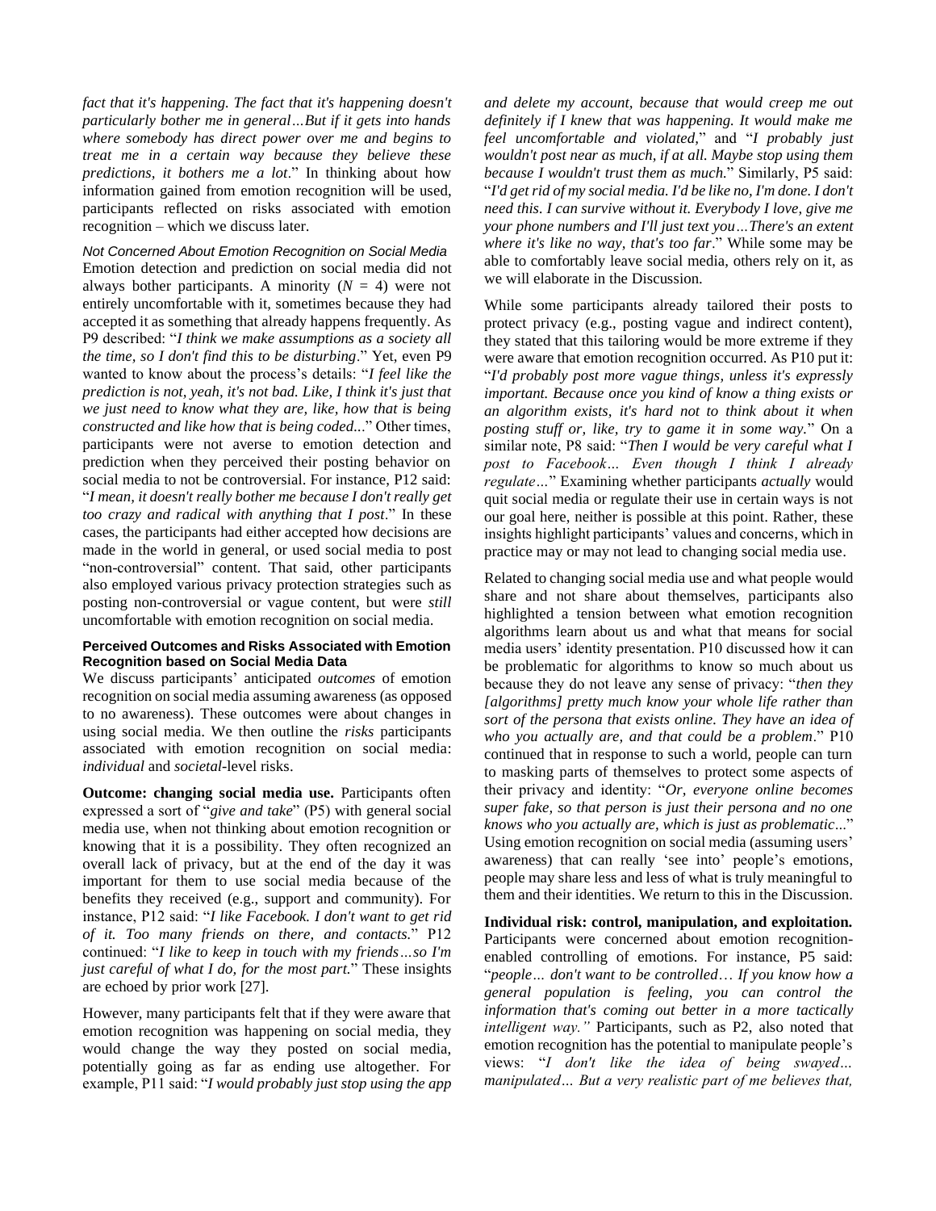*fact that it's happening. The fact that it's happening doesn't particularly bother me in general…But if it gets into hands where somebody has direct power over me and begins to treat me in a certain way because they believe these predictions, it bothers me a lot*." In thinking about how information gained from emotion recognition will be used, participants reflected on risks associated with emotion recognition – which we discuss later.

*Not Concerned About Emotion Recognition on Social Media*

Emotion detection and prediction on social media did not always bother participants. A minority ($N$ = 4) were not entirely uncomfortable with it, sometimes because they had accepted it as something that already happens frequently. As P9 described: "*I think we make assumptions as a society all the time, so I don't find this to be disturbing*." Yet, even P9 wanted to know about the process's details: "*I feel like the prediction is not, yeah, it's not bad. Like, I think it's just that we just need to know what they are, like, how that is being constructed and like how that is being coded...*" Other times, participants were not averse to emotion detection and prediction when they perceived their posting behavior on social media to not be controversial. For instance, P12 said: "*I mean, it doesn't really bother me because I don't really get too crazy and radical with anything that I post*." In these cases, the participants had either accepted how decisions are made in the world in general, or used social media to post "non-controversial" content. That said, other participants also employed various privacy protection strategies such as posting non-controversial or vague content, but were *still* uncomfortable with emotion recognition on social media.

### Perceived Outcomes and Risks Associated with Emotion Recognition based on Social Media Data

We discuss participants' anticipated *outcomes* of emotion recognition on social media assuming awareness (as opposed to no awareness). These outcomes were about changes in using social media. We then outline the *risks* participants associated with emotion recognition on social media: *individual* and *societal*-level risks.

**Outcome: changing social media use.** Participants often expressed a sort of "*give and take*" (P5) with general social media use, when not thinking about emotion recognition or knowing that it is a possibility. They often recognized an overall lack of privacy, but at the end of the day it was important for them to use social media because of the benefits they received (e.g., support and community). For instance, P12 said: "*I like Facebook. I don't want to get rid of it. Too many friends on there, and contacts.*" P12 continued: "*I like to keep in touch with my friends…so I'm just careful of what I do, for the most part.*" These insights are echoed by prior work [27].

However, many participants felt that if they were aware that emotion recognition was happening on social media, they would change the way they posted on social media, potentially going as far as ending use altogether. For example, P11 said: "*I would probably just stop using the app and delete my account, because that would creep me out definitely if I knew that was happening. It would make me feel uncomfortable and violated,*" and "*I probably just wouldn't post near as much, if at all. Maybe stop using them because I wouldn't trust them as much.*" Similarly, P5 said: "*I'd get rid of my social media. I'd be like no, I'm done. I don't need this. I can survive without it. Everybody I love, give me your phone numbers and I'll just text you…There's an extent where it's like no way, that's too far*." While some may be able to comfortably leave social media, others rely on it, as we will elaborate in the Discussion.

While some participants already tailored their posts to protect privacy (e.g., posting vague and indirect content), they stated that this tailoring would be more extreme if they were aware that emotion recognition occurred. As P10 put it: "*I'd probably post more vague things, unless it's expressly important. Because once you kind of know a thing exists or an algorithm exists, it's hard not to think about it when posting stuff or, like, try to game it in some way.*" On a similar note, P8 said: "*Then I would be very careful what I post to Facebook… Even though I think I already regulate…*" Examining whether participants *actually* would quit social media or regulate their use in certain ways is not our goal here, neither is possible at this point. Rather, these insights highlight participants' values and concerns, which in practice may or may not lead to changing social media use.

Related to changing social media use and what people would share and not share about themselves, participants also highlighted a tension between what emotion recognition algorithms learn about us and what that means for social media users' identity presentation. P10 discussed how it can be problematic for algorithms to know so much about us because they do not leave any sense of privacy: "*then they [algorithms] pretty much know your whole life rather than sort of the persona that exists online. They have an idea of who you actually are, and that could be a problem*." P10 continued that in response to such a world, people can turn to masking parts of themselves to protect some aspects of their privacy and identity: "*Or, everyone online becomes super fake, so that person is just their persona and no one knows who you actually are, which is just as problematic…*" Using emotion recognition on social media (assuming users' awareness) that can really 'see into' people's emotions, people may share less and less of what is truly meaningful to them and their identities. We return to this in the Discussion.

**Individual risk: control, manipulation, and exploitation.** Participants were concerned about emotion recognition-enabled controlling of emotions. For instance, P5 said: "*people… don't want to be controlled… If you know how a general population is feeling, you can control the information that's coming out better in a more tactically intelligent way."* Participants, such as P2, also noted that emotion recognition has the potential to manipulate people's views: "*I don't like the idea of being swayed… manipulated… But a very realistic part of me believes that,*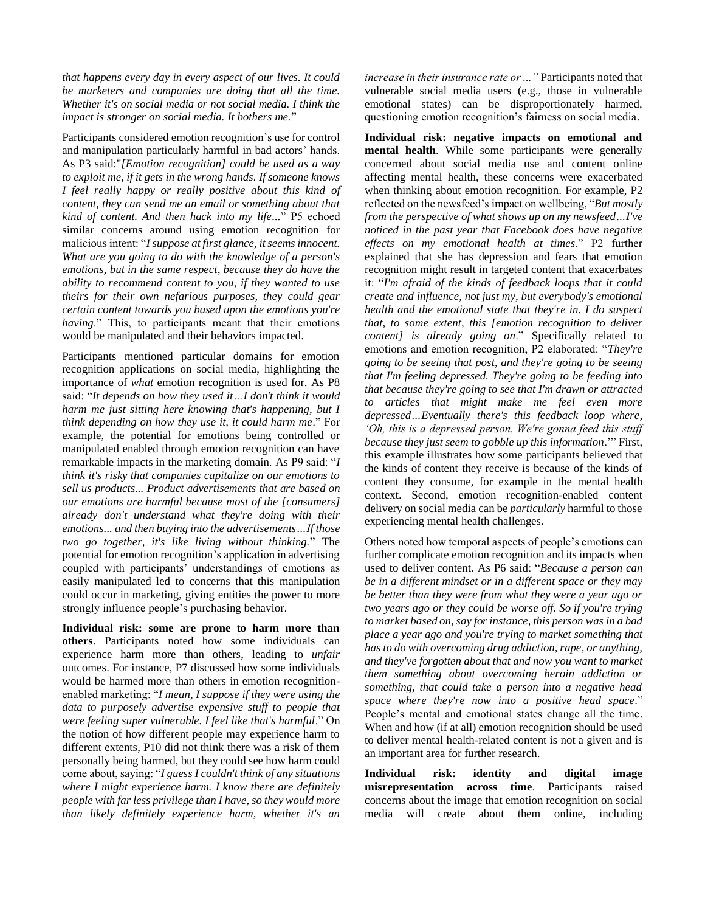*that happens every day in every aspect of our lives. It could be marketers and companies are doing that all the time. Whether it's on social media or not social media. I think the impact is stronger on social media. It bothers me.*"

Participants considered emotion recognition's use for control and manipulation particularly harmful in bad actors' hands. As P3 said:"*[Emotion recognition] could be used as a way to exploit me, if it gets in the wrong hands. If someone knows I feel really happy or really positive about this kind of content, they can send me an email or something about that kind of content. And then hack into my life...*" P5 echoed similar concerns around using emotion recognition for malicious intent: "*I suppose at first glance, it seems innocent. What are you going to do with the knowledge of a person's emotions, but in the same respect, because they do have the ability to recommend content to you, if they wanted to use theirs for their own nefarious purposes, they could gear certain content towards you based upon the emotions you're having*." This, to participants meant that their emotions would be manipulated and their behaviors impacted.

Participants mentioned particular domains for emotion recognition applications on social media, highlighting the importance of *what* emotion recognition is used for. As P8 said: "*It depends on how they used it…I don't think it would harm me just sitting here knowing that's happening, but I think depending on how they use it, it could harm me*." For example, the potential for emotions being controlled or manipulated enabled through emotion recognition can have remarkable impacts in the marketing domain. As P9 said: "*I think it's risky that companies capitalize on our emotions to sell us products... Product advertisements that are based on our emotions are harmful because most of the [consumers] already don't understand what they're doing with their emotions... and then buying into the advertisements…If those two go together, it's like living without thinking.*" The potential for emotion recognition's application in advertising coupled with participants' understandings of emotions as easily manipulated led to concerns that this manipulation could occur in marketing, giving entities the power to more strongly influence people's purchasing behavior.

**Individual risk: some are prone to harm more than others**. Participants noted how some individuals can experience harm more than others, leading to *unfair* outcomes. For instance, P7 discussed how some individuals would be harmed more than others in emotion recognition-enabled marketing: "*I mean, I suppose if they were using the data to purposely advertise expensive stuff to people that were feeling super vulnerable. I feel like that's harmful*." On the notion of how different people may experience harm to different extents, P10 did not think there was a risk of them personally being harmed, but they could see how harm could come about, saying: "*I guess I couldn't think of any situations where I might experience harm. I know there are definitely people with far less privilege than I have, so they would more than likely definitely experience harm, whether it's an increase in their insurance rate or ...*" Participants noted that vulnerable social media users (e.g., those in vulnerable emotional states) can be disproportionately harmed, questioning emotion recognition's fairness on social media.

**Individual risk: negative impacts on emotional and mental health**. While some participants were generally concerned about social media use and content online affecting mental health, these concerns were exacerbated when thinking about emotion recognition. For example, P2 reflected on the newsfeed's impact on wellbeing, "*But mostly from the perspective of what shows up on my newsfeed…I've noticed in the past year that Facebook does have negative effects on my emotional health at times*." P2 further explained that she has depression and fears that emotion recognition might result in targeted content that exacerbates it: "*I'm afraid of the kinds of feedback loops that it could create and influence, not just my, but everybody's emotional health and the emotional state that they're in. I do suspect that, to some extent, this [emotion recognition to deliver content] is already going on*." Specifically related to emotions and emotion recognition, P2 elaborated: "*They're going to be seeing that post, and they're going to be seeing that I'm feeling depressed. They're going to be feeding into that because they're going to see that I'm drawn or attracted to articles that might make me feel even more depressed…Eventually there's this feedback loop where, 'Oh, this is a depressed person. We're gonna feed this stuff because they just seem to gobble up this information*.'" First, this example illustrates how some participants believed that the kinds of content they receive is because of the kinds of content they consume, for example in the mental health context. Second, emotion recognition-enabled content delivery on social media can be *particularly* harmful to those experiencing mental health challenges.

Others noted how temporal aspects of people's emotions can further complicate emotion recognition and its impacts when used to deliver content. As P6 said: "*Because a person can be in a different mindset or in a different space or they may be better than they were from what they were a year ago or two years ago or they could be worse off. So if you're trying to market based on, say for instance, this person was in a bad place a year ago and you're trying to market something that has to do with overcoming drug addiction, rape, or anything, and they've forgotten about that and now you want to market them something about overcoming heroin addiction or something, that could take a person into a negative head space where they're now into a positive head space*." People's mental and emotional states change all the time. When and how (if at all) emotion recognition should be used to deliver mental health-related content is not a given and is an important area for further research.

**Individual risk: identity and digital image misrepresentation across time**. Participants raised concerns about the image that emotion recognition on social media will create about them online, including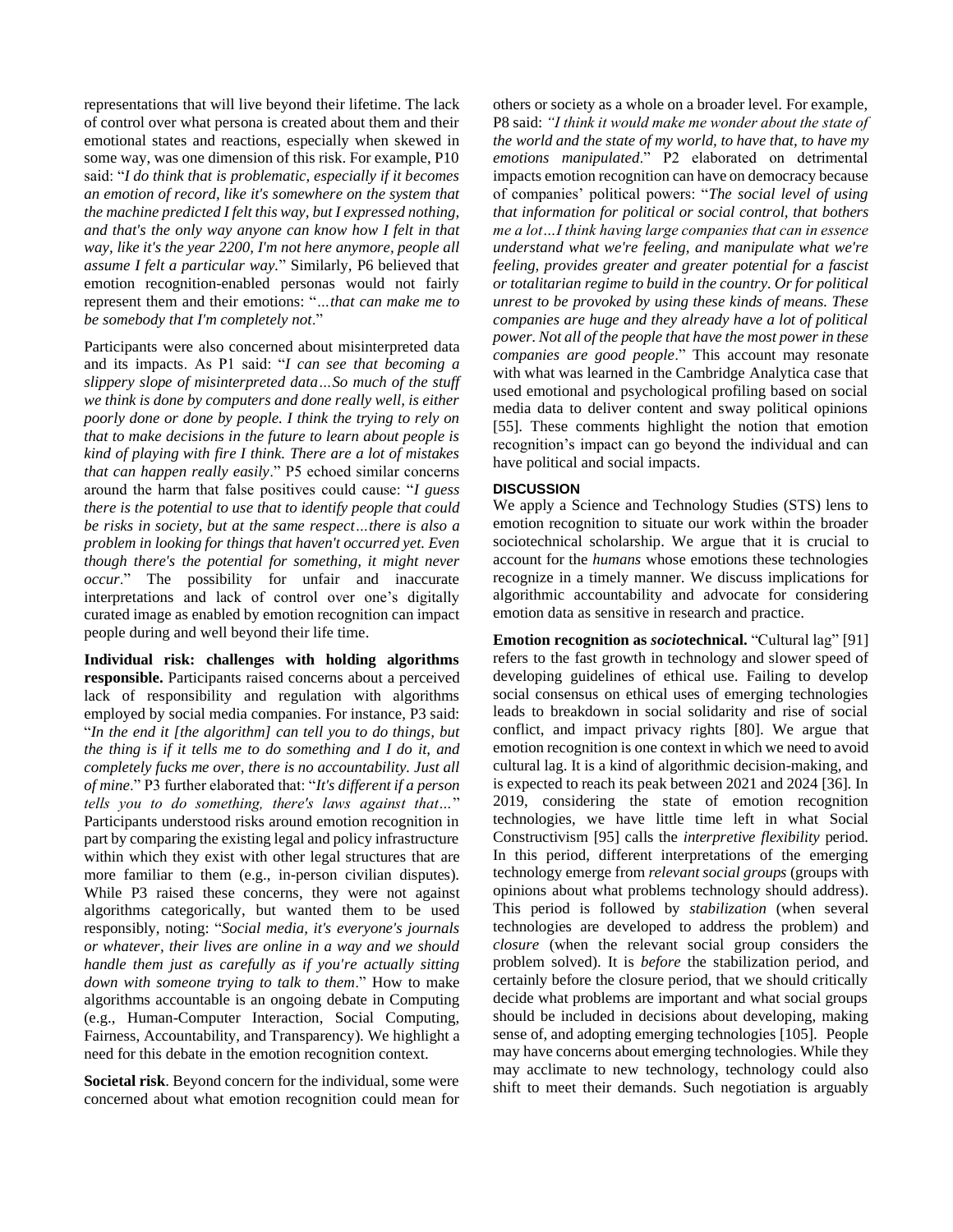representations that will live beyond their lifetime. The lack of control over what persona is created about them and their emotional states and reactions, especially when skewed in some way, was one dimension of this risk. For example, P10 said: "*I do think that is problematic, especially if it becomes an emotion of record, like it's somewhere on the system that the machine predicted I felt this way, but I expressed nothing, and that's the only way anyone can know how I felt in that way, like it's the year 2200, I'm not here anymore, people all assume I felt a particular way.*" Similarly, P6 believed that emotion recognition-enabled personas would not fairly represent them and their emotions: "*…that can make me to be somebody that I'm completely not*."

Participants were also concerned about misinterpreted data and its impacts. As P1 said: "*I can see that becoming a slippery slope of misinterpreted data…So much of the stuff we think is done by computers and done really well, is either poorly done or done by people. I think the trying to rely on that to make decisions in the future to learn about people is kind of playing with fire I think. There are a lot of mistakes that can happen really easily*." P5 echoed similar concerns around the harm that false positives could cause: "*I guess there is the potential to use that to identify people that could be risks in society, but at the same respect…there is also a problem in looking for things that haven't occurred yet. Even though there's the potential for something, it might never occur*." The possibility for unfair and inaccurate interpretations and lack of control over one's digitally curated image as enabled by emotion recognition can impact people during and well beyond their life time.

**Individual risk: challenges with holding algorithms responsible.** Participants raised concerns about a perceived lack of responsibility and regulation with algorithms employed by social media companies. For instance, P3 said: "*In the end it [the algorithm] can tell you to do things, but the thing is if it tells me to do something and I do it, and completely fucks me over, there is no accountability. Just all of mine*." P3 further elaborated that: "*It's different if a person tells you to do something, there's laws against that…*" Participants understood risks around emotion recognition in part by comparing the existing legal and policy infrastructure within which they exist with other legal structures that are more familiar to them (e.g., in-person civilian disputes). While P3 raised these concerns, they were not against algorithms categorically, but wanted them to be used responsibly, noting: "*Social media, it's everyone's journals or whatever, their lives are online in a way and we should handle them just as carefully as if you're actually sitting down with someone trying to talk to them*." How to make algorithms accountable is an ongoing debate in Computing (e.g., Human-Computer Interaction, Social Computing, Fairness, Accountability, and Transparency). We highlight a need for this debate in the emotion recognition context.

**Societal risk**. Beyond concern for the individual, some were concerned about what emotion recognition could mean for others or society as a whole on a broader level. For example, P8 said: "*I think it would make me wonder about the state of the world and the state of my world, to have that, to have my emotions manipulated*." P2 elaborated on detrimental impacts emotion recognition can have on democracy because of companies' political powers: "*The social level of using that information for political or social control, that bothers me a lot…I think having large companies that can in essence understand what we're feeling, and manipulate what we're feeling, provides greater and greater potential for a fascist or totalitarian regime to build in the country. Or for political unrest to be provoked by using these kinds of means. These companies are huge and they already have a lot of political power. Not all of the people that have the most power in these companies are good people*." This account may resonate with what was learned in the Cambridge Analytica case that used emotional and psychological profiling based on social media data to deliver content and sway political opinions [55]. These comments highlight the notion that emotion recognition's impact can go beyond the individual and can have political and social impacts.

## DISCUSSION

We apply a Science and Technology Studies (STS) lens to emotion recognition to situate our work within the broader sociotechnical scholarship. We argue that it is crucial to account for the *humans* whose emotions these technologies recognize in a timely manner. We discuss implications for algorithmic accountability and advocate for considering emotion data as sensitive in research and practice.

**Emotion recognition as *socio*technical.** "Cultural lag" [91] refers to the fast growth in technology and slower speed of developing guidelines of ethical use. Failing to develop social consensus on ethical uses of emerging technologies leads to breakdown in social solidarity and rise of social conflict, and impact privacy rights [80]. We argue that emotion recognition is one context in which we need to avoid cultural lag. It is a kind of algorithmic decision-making, and is expected to reach its peak between 2021 and 2024 [36]. In 2019, considering the state of emotion recognition technologies, we have little time left in what Social Constructivism [95] calls the *interpretive flexibility* period. In this period, different interpretations of the emerging technology emerge from *relevant social groups* (groups with opinions about what problems technology should address). This period is followed by *stabilization* (when several technologies are developed to address the problem) and *closure* (when the relevant social group considers the problem solved). It is *before* the stabilization period, and certainly before the closure period, that we should critically decide what problems are important and what social groups should be included in decisions about developing, making sense of, and adopting emerging technologies [105]. People may have concerns about emerging technologies. While they may acclimate to new technology, technology could also shift to meet their demands. Such negotiation is arguably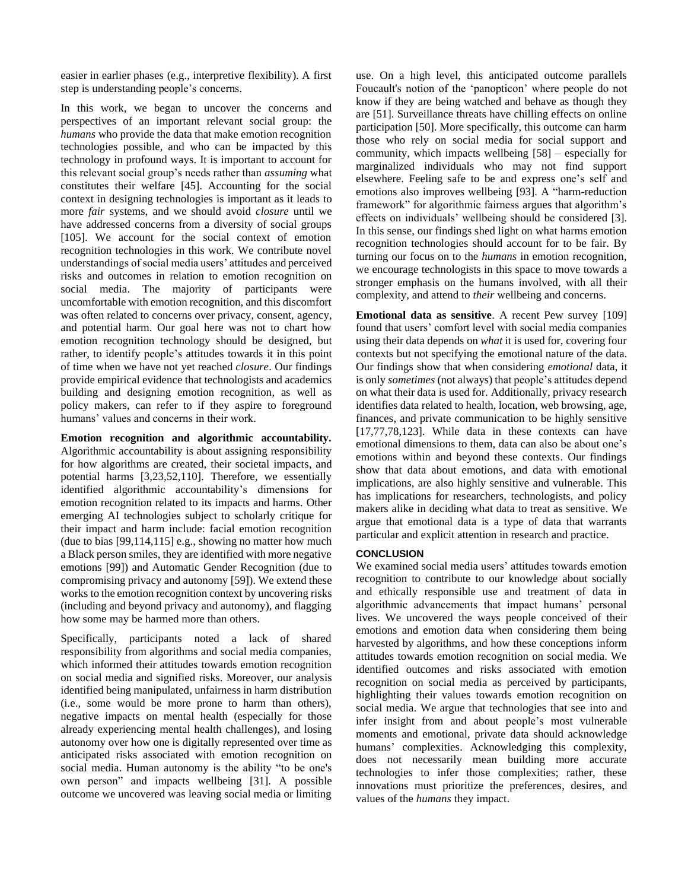easier in earlier phases (e.g., interpretive flexibility). A first step is understanding people's concerns.

In this work, we began to uncover the concerns and perspectives of an important relevant social group: the *humans* who provide the data that make emotion recognition technologies possible, and who can be impacted by this technology in profound ways. It is important to account for this relevant social group's needs rather than *assuming* what constitutes their welfare [45]. Accounting for the social context in designing technologies is important as it leads to more *fair* systems, and we should avoid *closure* until we have addressed concerns from a diversity of social groups [105]. We account for the social context of emotion recognition technologies in this work. We contribute novel understandings of social media users' attitudes and perceived risks and outcomes in relation to emotion recognition on social media. The majority of participants were uncomfortable with emotion recognition, and this discomfort was often related to concerns over privacy, consent, agency, and potential harm. Our goal here was not to chart how emotion recognition technology should be designed, but rather, to identify people's attitudes towards it in this point of time when we have not yet reached *closure*. Our findings provide empirical evidence that technologists and academics building and designing emotion recognition, as well as policy makers, can refer to if they aspire to foreground humans' values and concerns in their work.

**Emotion recognition and algorithmic accountability.** Algorithmic accountability is about assigning responsibility for how algorithms are created, their societal impacts, and potential harms [3,23,52,110]. Therefore, we essentially identified algorithmic accountability's dimensions for emotion recognition related to its impacts and harms. Other emerging AI technologies subject to scholarly critique for their impact and harm include: facial emotion recognition (due to bias [99,114,115] e.g., showing no matter how much a Black person smiles, they are identified with more negative emotions [99]) and Automatic Gender Recognition (due to compromising privacy and autonomy [59]). We extend these works to the emotion recognition context by uncovering risks (including and beyond privacy and autonomy), and flagging how some may be harmed more than others.

Specifically, participants noted a lack of shared responsibility from algorithms and social media companies, which informed their attitudes towards emotion recognition on social media and signified risks. Moreover, our analysis identified being manipulated, unfairness in harm distribution (i.e., some would be more prone to harm than others), negative impacts on mental health (especially for those already experiencing mental health challenges), and losing autonomy over how one is digitally represented over time as anticipated risks associated with emotion recognition on social media. Human autonomy is the ability "to be one's own person" and impacts wellbeing [31]. A possible outcome we uncovered was leaving social media or limiting use. On a high level, this anticipated outcome parallels Foucault's notion of the 'panopticon' where people do not know if they are being watched and behave as though they are [51]. Surveillance threats have chilling effects on online participation [50]. More specifically, this outcome can harm those who rely on social media for social support and community, which impacts wellbeing [58] – especially for marginalized individuals who may not find support elsewhere. Feeling safe to be and express one's self and emotions also improves wellbeing [93]. A "harm-reduction framework" for algorithmic fairness argues that algorithm's effects on individuals' wellbeing should be considered [3]. In this sense, our findings shed light on what harms emotion recognition technologies should account for to be fair. By turning our focus on to the *humans* in emotion recognition, we encourage technologists in this space to move towards a stronger emphasis on the humans involved, with all their complexity, and attend to *their* wellbeing and concerns.

**Emotional data as sensitive**. A recent Pew survey [109] found that users' comfort level with social media companies using their data depends on *what* it is used for, covering four contexts but not specifying the emotional nature of the data. Our findings show that when considering *emotional* data, it is only *sometimes* (not always) that people's attitudes depend on what their data is used for. Additionally, privacy research identifies data related to health, location, web browsing, age, finances, and private communication to be highly sensitive [17,77,78,123]. While data in these contexts can have emotional dimensions to them, data can also be about one's emotions within and beyond these contexts. Our findings show that data about emotions, and data with emotional implications, are also highly sensitive and vulnerable. This has implications for researchers, technologists, and policy makers alike in deciding what data to treat as sensitive. We argue that emotional data is a type of data that warrants particular and explicit attention in research and practice.

## CONCLUSION

We examined social media users' attitudes towards emotion recognition to contribute to our knowledge about socially and ethically responsible use and treatment of data in algorithmic advancements that impact humans' personal lives. We uncovered the ways people conceived of their emotions and emotion data when considering them being harvested by algorithms, and how these conceptions inform attitudes towards emotion recognition on social media. We identified outcomes and risks associated with emotion recognition on social media as perceived by participants, highlighting their values towards emotion recognition on social media. We argue that technologies that see into and infer insight from and about people's most vulnerable moments and emotional, private data should acknowledge humans' complexities. Acknowledging this complexity, does not necessarily mean building more accurate technologies to infer those complexities; rather, these innovations must prioritize the preferences, desires, and values of the *humans* they impact.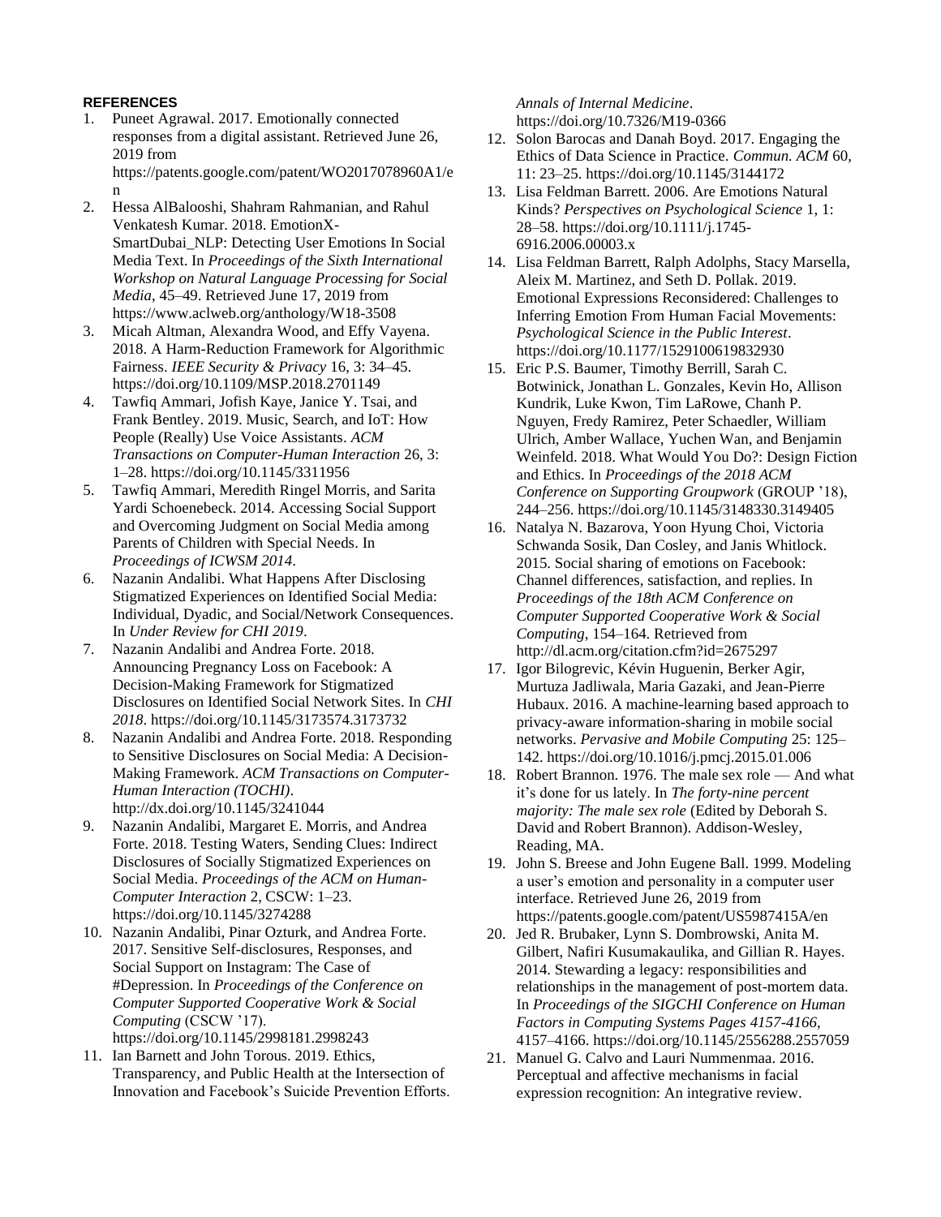**REFERENCES**

1. Puneet Agrawal. 2017. Emotionally connected responses from a digital assistant. Retrieved June 26, 2019 from https://patents.google.com/patent/WO2017078960A1/en
2. Hessa AlBalooshi, Shahram Rahmanian, and Rahul Venkatesh Kumar. 2018. EmotionX-SmartDubai_NLP: Detecting User Emotions In Social Media Text. In *Proceedings of the Sixth International Workshop on Natural Language Processing for Social Media*, 45–49. Retrieved June 17, 2019 from https://www.aclweb.org/anthology/W18-3508
3. Micah Altman, Alexandra Wood, and Effy Vayena. 2018. A Harm-Reduction Framework for Algorithmic Fairness. *IEEE Security & Privacy* 16, 3: 34–45. https://doi.org/10.1109/MSP.2018.2701149
4. Tawfiq Ammari, Jofish Kaye, Janice Y. Tsai, and Frank Bentley. 2019. Music, Search, and IoT: How People (Really) Use Voice Assistants. *ACM Transactions on Computer-Human Interaction* 26, 3: 1–28. https://doi.org/10.1145/3311956
5. Tawfiq Ammari, Meredith Ringel Morris, and Sarita Yardi Schoenebeck. 2014. Accessing Social Support and Overcoming Judgment on Social Media among Parents of Children with Special Needs. In *Proceedings of ICWSM 2014*.
6. Nazanin Andalibi. What Happens After Disclosing Stigmatized Experiences on Identified Social Media: Individual, Dyadic, and Social/Network Consequences. In *Under Review for CHI 2019*.
7. Nazanin Andalibi and Andrea Forte. 2018. Announcing Pregnancy Loss on Facebook: A Decision-Making Framework for Stigmatized Disclosures on Identified Social Network Sites. In *CHI 2018*. https://doi.org/10.1145/3173574.3173732
8. Nazanin Andalibi and Andrea Forte. 2018. Responding to Sensitive Disclosures on Social Media: A Decision-Making Framework. *ACM Transactions on Computer-Human Interaction (TOCHI)*. http://dx.doi.org/10.1145/3241044
9. Nazanin Andalibi, Margaret E. Morris, and Andrea Forte. 2018. Testing Waters, Sending Clues: Indirect Disclosures of Socially Stigmatized Experiences on Social Media. *Proceedings of the ACM on Human-Computer Interaction* 2, CSCW: 1–23. https://doi.org/10.1145/3274288
10. Nazanin Andalibi, Pinar Ozturk, and Andrea Forte. 2017. Sensitive Self-disclosures, Responses, and Social Support on Instagram: The Case of #Depression. In *Proceedings of the Conference on Computer Supported Cooperative Work & Social Computing* (CSCW '17). https://doi.org/10.1145/2998181.2998243
11. Ian Barnett and John Torous. 2019. Ethics, Transparency, and Public Health at the Intersection of Innovation and Facebook's Suicide Prevention Efforts. *Annals of Internal Medicine*. https://doi.org/10.7326/M19-0366
12. Solon Barocas and Danah Boyd. 2017. Engaging the Ethics of Data Science in Practice. *Commun. ACM* 60, 11: 23–25. https://doi.org/10.1145/3144172
13. Lisa Feldman Barrett. 2006. Are Emotions Natural Kinds? *Perspectives on Psychological Science* 1, 1: 28–58. https://doi.org/10.1111/j.1745-6916.2006.00003.x
14. Lisa Feldman Barrett, Ralph Adolphs, Stacy Marsella, Aleix M. Martinez, and Seth D. Pollak. 2019. Emotional Expressions Reconsidered: Challenges to Inferring Emotion From Human Facial Movements: *Psychological Science in the Public Interest*. https://doi.org/10.1177/1529100619832930
15. Eric P.S. Baumer, Timothy Berrill, Sarah C. Botwinick, Jonathan L. Gonzales, Kevin Ho, Allison Kundrik, Luke Kwon, Tim LaRowe, Chanh P. Nguyen, Fredy Ramirez, Peter Schaedler, William Ulrich, Amber Wallace, Yuchen Wan, and Benjamin Weinfeld. 2018. What Would You Do?: Design Fiction and Ethics. In *Proceedings of the 2018 ACM Conference on Supporting Groupwork* (GROUP '18), 244–256. https://doi.org/10.1145/3148330.3149405
16. Natalya N. Bazarova, Yoon Hyung Choi, Victoria Schwanda Sosik, Dan Cosley, and Janis Whitlock. 2015. Social sharing of emotions on Facebook: Channel differences, satisfaction, and replies. In *Proceedings of the 18th ACM Conference on Computer Supported Cooperative Work & Social Computing*, 154–164. Retrieved from http://dl.acm.org/citation.cfm?id=2675297
17. Igor Bilogrevic, Kévin Huguenin, Berker Agir, Murtuza Jadliwala, Maria Gazaki, and Jean-Pierre Hubaux. 2016. A machine-learning based approach to privacy-aware information-sharing in mobile social networks. *Pervasive and Mobile Computing* 25: 125–142. https://doi.org/10.1016/j.pmcj.2015.01.006
18. Robert Brannon. 1976. The male sex role — And what it's done for us lately. In *The forty-nine percent majority: The male sex role* (Edited by Deborah S. David and Robert Brannon). Addison-Wesley, Reading, MA.
19. John S. Breese and John Eugene Ball. 1999. Modeling a user's emotion and personality in a computer user interface. Retrieved June 26, 2019 from https://patents.google.com/patent/US5987415A/en
20. Jed R. Brubaker, Lynn S. Dombrowski, Anita M. Gilbert, Nafiri Kusumakaulika, and Gillian R. Hayes. 2014. Stewarding a legacy: responsibilities and relationships in the management of post-mortem data. In *Proceedings of the SIGCHI Conference on Human Factors in Computing Systems Pages 4157-4166*, 4157–4166. https://doi.org/10.1145/2556288.2557059
21. Manuel G. Calvo and Lauri Nummenmaa. 2016. Perceptual and affective mechanisms in facial expression recognition: An integrative review.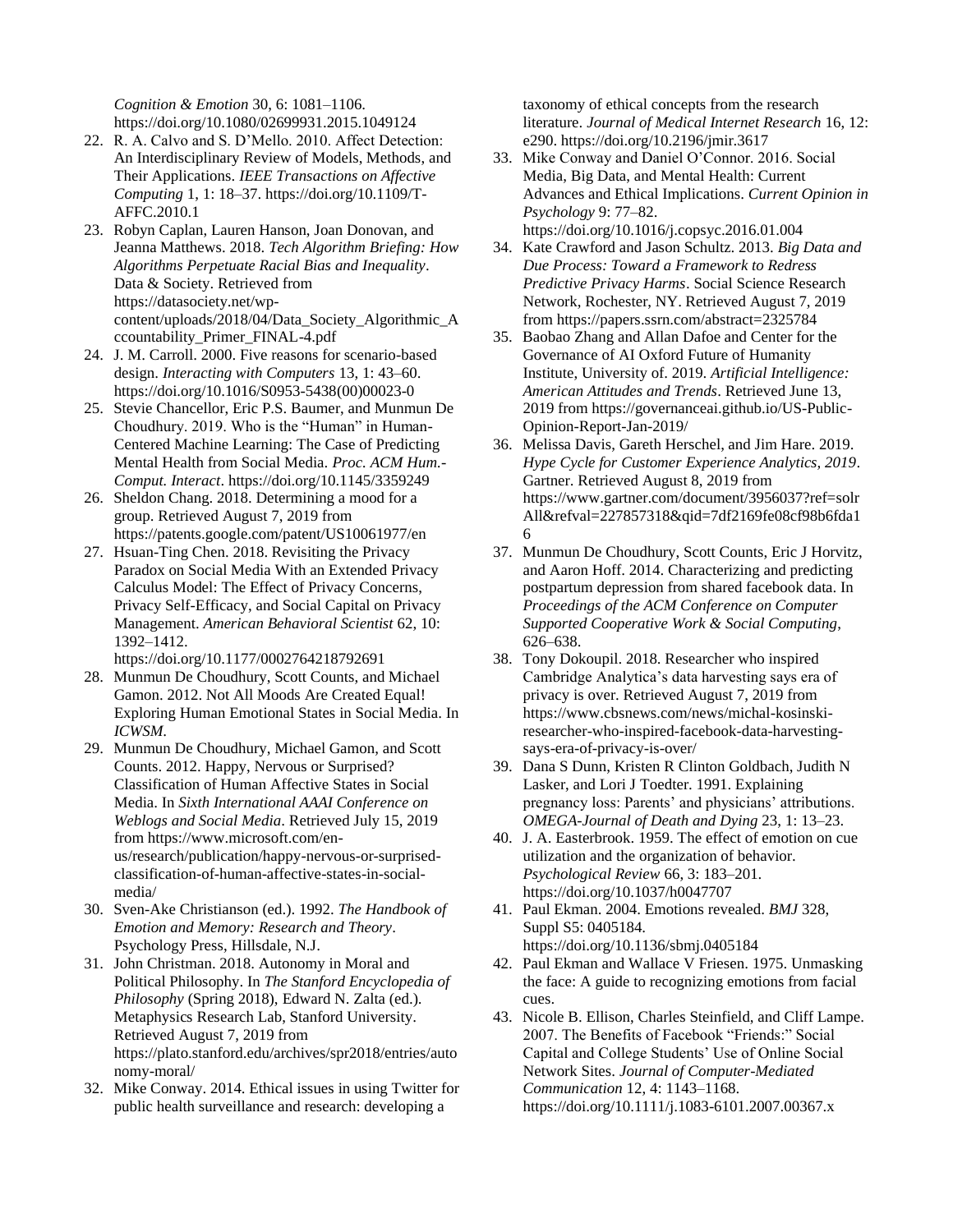*Cognition & Emotion* 30, 6: 1081–1106. https://doi.org/10.1080/02699931.2015.1049124

22. R. A. Calvo and S. D'Mello. 2010. Affect Detection: An Interdisciplinary Review of Models, Methods, and Their Applications. *IEEE Transactions on Affective Computing* 1, 1: 18–37. https://doi.org/10.1109/T-AFFC.2010.1
23. Robyn Caplan, Lauren Hanson, Joan Donovan, and Jeanna Matthews. 2018. *Tech Algorithm Briefing: How Algorithms Perpetuate Racial Bias and Inequality*. Data & Society. Retrieved from https://datasociety.net/wp-content/uploads/2018/04/Data_Society_Algorithmic_Accountability_Primer_FINAL-4.pdf
24. J. M. Carroll. 2000. Five reasons for scenario-based design. *Interacting with Computers* 13, 1: 43–60. https://doi.org/10.1016/S0953-5438(00)00023-0
25. Stevie Chancellor, Eric P.S. Baumer, and Munmun De Choudhury. 2019. Who is the "Human" in Human-Centered Machine Learning: The Case of Predicting Mental Health from Social Media. *Proc. ACM Hum.-Comput. Interact*. https://doi.org/10.1145/3359249
26. Sheldon Chang. 2018. Determining a mood for a group. Retrieved August 7, 2019 from https://patents.google.com/patent/US10061977/en
27. Hsuan-Ting Chen. 2018. Revisiting the Privacy Paradox on Social Media With an Extended Privacy Calculus Model: The Effect of Privacy Concerns, Privacy Self-Efficacy, and Social Capital on Privacy Management. *American Behavioral Scientist* 62, 10: 1392–1412. https://doi.org/10.1177/0002764218792691
28. Munmun De Choudhury, Scott Counts, and Michael Gamon. 2012. Not All Moods Are Created Equal! Exploring Human Emotional States in Social Media. In *ICWSM*.
29. Munmun De Choudhury, Michael Gamon, and Scott Counts. 2012. Happy, Nervous or Surprised? Classification of Human Affective States in Social Media. In *Sixth International AAAI Conference on Weblogs and Social Media*. Retrieved July 15, 2019 from https://www.microsoft.com/en-us/research/publication/happy-nervous-or-surprised-classification-of-human-affective-states-in-social-media/
30. Sven-Ake Christianson (ed.). 1992. *The Handbook of Emotion and Memory: Research and Theory*. Psychology Press, Hillsdale, N.J.
31. John Christman. 2018. Autonomy in Moral and Political Philosophy. In *The Stanford Encyclopedia of Philosophy* (Spring 2018), Edward N. Zalta (ed.). Metaphysics Research Lab, Stanford University. Retrieved August 7, 2019 from https://plato.stanford.edu/archives/spr2018/entries/autonomy-moral/
32. Mike Conway. 2014. Ethical issues in using Twitter for public health surveillance and research: developing a taxonomy of ethical concepts from the research literature. *Journal of Medical Internet Research* 16, 12: e290. https://doi.org/10.2196/jmir.3617
33. Mike Conway and Daniel O'Connor. 2016. Social Media, Big Data, and Mental Health: Current Advances and Ethical Implications. *Current Opinion in Psychology* 9: 77–82. https://doi.org/10.1016/j.copsyc.2016.01.004
34. Kate Crawford and Jason Schultz. 2013. *Big Data and Due Process: Toward a Framework to Redress Predictive Privacy Harms*. Social Science Research Network, Rochester, NY. Retrieved August 7, 2019 from https://papers.ssrn.com/abstract=2325784
35. Baobao Zhang and Allan Dafoe and Center for the Governance of AI Oxford Future of Humanity Institute, University of. 2019. *Artificial Intelligence: American Attitudes and Trends*. Retrieved June 13, 2019 from https://governanceai.github.io/US-Public-Opinion-Report-Jan-2019/
36. Melissa Davis, Gareth Herschel, and Jim Hare. 2019. *Hype Cycle for Customer Experience Analytics, 2019*. Gartner. Retrieved August 8, 2019 from https://www.gartner.com/document/3956037?ref=solrAll&refval=227857318&qid=7df2169fe08cf98b6fda16
37. Munmun De Choudhury, Scott Counts, Eric J Horvitz, and Aaron Hoff. 2014. Characterizing and predicting postpartum depression from shared facebook data. In *Proceedings of the ACM Conference on Computer Supported Cooperative Work & Social Computing*, 626–638.
38. Tony Dokoupil. 2018. Researcher who inspired Cambridge Analytica's data harvesting says era of privacy is over. Retrieved August 7, 2019 from https://www.cbsnews.com/news/michal-kosinski-researcher-who-inspired-facebook-data-harvesting-says-era-of-privacy-is-over/
39. Dana S Dunn, Kristen R Clinton Goldbach, Judith N Lasker, and Lori J Toedter. 1991. Explaining pregnancy loss: Parents' and physicians' attributions. *OMEGA-Journal of Death and Dying* 23, 1: 13–23.
40. J. A. Easterbrook. 1959. The effect of emotion on cue utilization and the organization of behavior. *Psychological Review* 66, 3: 183–201. https://doi.org/10.1037/h0047707
41. Paul Ekman. 2004. Emotions revealed. *BMJ* 328, Suppl S5: 0405184. https://doi.org/10.1136/sbmj.0405184
42. Paul Ekman and Wallace V Friesen. 1975. Unmasking the face: A guide to recognizing emotions from facial cues.
43. Nicole B. Ellison, Charles Steinfield, and Cliff Lampe. 2007. The Benefits of Facebook "Friends:" Social Capital and College Students' Use of Online Social Network Sites. *Journal of Computer-Mediated Communication* 12, 4: 1143–1168. https://doi.org/10.1111/j.1083-6101.2007.00367.x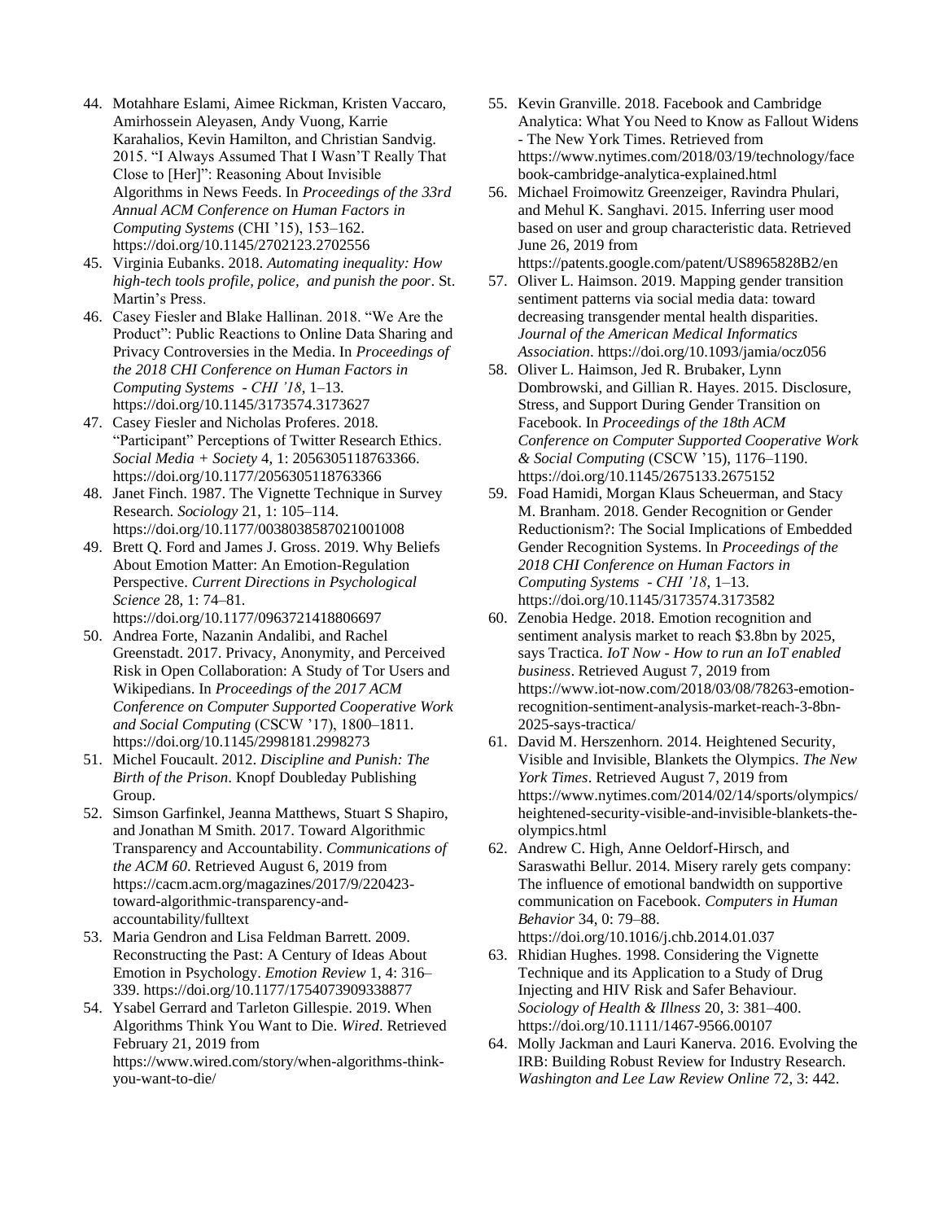44. Motahhare Eslami, Aimee Rickman, Kristen Vaccaro, Amirhossein Aleyasen, Andy Vuong, Karrie Karahalios, Kevin Hamilton, and Christian Sandvig. 2015. "I Always Assumed That I Wasn'T Really That Close to [Her]": Reasoning About Invisible Algorithms in News Feeds. In *Proceedings of the 33rd Annual ACM Conference on Human Factors in Computing Systems* (CHI '15), 153–162. https://doi.org/10.1145/2702123.2702556
45. Virginia Eubanks. 2018. *Automating inequality: How high-tech tools profile, police, and punish the poor*. St. Martin's Press.
46. Casey Fiesler and Blake Hallinan. 2018. "We Are the Product": Public Reactions to Online Data Sharing and Privacy Controversies in the Media. In *Proceedings of the 2018 CHI Conference on Human Factors in Computing Systems - CHI '18*, 1–13. https://doi.org/10.1145/3173574.3173627
47. Casey Fiesler and Nicholas Proferes. 2018. "Participant" Perceptions of Twitter Research Ethics. *Social Media + Society* 4, 1: 2056305118763366. https://doi.org/10.1177/2056305118763366
48. Janet Finch. 1987. The Vignette Technique in Survey Research. *Sociology* 21, 1: 105–114. https://doi.org/10.1177/0038038587021001008
49. Brett Q. Ford and James J. Gross. 2019. Why Beliefs About Emotion Matter: An Emotion-Regulation Perspective. *Current Directions in Psychological Science* 28, 1: 74–81. https://doi.org/10.1177/0963721418806697
50. Andrea Forte, Nazanin Andalibi, and Rachel Greenstadt. 2017. Privacy, Anonymity, and Perceived Risk in Open Collaboration: A Study of Tor Users and Wikipedians. In *Proceedings of the 2017 ACM Conference on Computer Supported Cooperative Work and Social Computing* (CSCW '17), 1800–1811. https://doi.org/10.1145/2998181.2998273
51. Michel Foucault. 2012. *Discipline and Punish: The Birth of the Prison*. Knopf Doubleday Publishing Group.
52. Simson Garfinkel, Jeanna Matthews, Stuart S Shapiro, and Jonathan M Smith. 2017. Toward Algorithmic Transparency and Accountability. *Communications of the ACM 60*. Retrieved August 6, 2019 from https://cacm.acm.org/magazines/2017/9/220423-toward-algorithmic-transparency-and-accountability/fulltext
53. Maria Gendron and Lisa Feldman Barrett. 2009. Reconstructing the Past: A Century of Ideas About Emotion in Psychology. *Emotion Review* 1, 4: 316–339. https://doi.org/10.1177/1754073909338877
54. Ysabel Gerrard and Tarleton Gillespie. 2019. When Algorithms Think You Want to Die. *Wired*. Retrieved February 21, 2019 from https://www.wired.com/story/when-algorithms-think-you-want-to-die/
55. Kevin Granville. 2018. Facebook and Cambridge Analytica: What You Need to Know as Fallout Widens - The New York Times. Retrieved from https://www.nytimes.com/2018/03/19/technology/facebook-cambridge-analytica-explained.html
56. Michael Froimowitz Greenzeiger, Ravindra Phulari, and Mehul K. Sanghavi. 2015. Inferring user mood based on user and group characteristic data. Retrieved June 26, 2019 from https://patents.google.com/patent/US8965828B2/en
57. Oliver L. Haimson. 2019. Mapping gender transition sentiment patterns via social media data: toward decreasing transgender mental health disparities. *Journal of the American Medical Informatics Association*. https://doi.org/10.1093/jamia/ocz056
58. Oliver L. Haimson, Jed R. Brubaker, Lynn Dombrowski, and Gillian R. Hayes. 2015. Disclosure, Stress, and Support During Gender Transition on Facebook. In *Proceedings of the 18th ACM Conference on Computer Supported Cooperative Work & Social Computing* (CSCW '15), 1176–1190. https://doi.org/10.1145/2675133.2675152
59. Foad Hamidi, Morgan Klaus Scheuerman, and Stacy M. Branham. 2018. Gender Recognition or Gender Reductionism?: The Social Implications of Embedded Gender Recognition Systems. In *Proceedings of the 2018 CHI Conference on Human Factors in Computing Systems - CHI '18*, 1–13. https://doi.org/10.1145/3173574.3173582
60. Zenobia Hedge. 2018. Emotion recognition and sentiment analysis market to reach $3.8bn by 2025, says Tractica. *IoT Now - How to run an IoT enabled business*. Retrieved August 7, 2019 from https://www.iot-now.com/2018/03/08/78263-emotion-recognition-sentiment-analysis-market-reach-3-8bn-2025-says-tractica/
61. David M. Herszenhorn. 2014. Heightened Security, Visible and Invisible, Blankets the Olympics. *The New York Times*. Retrieved August 7, 2019 from https://www.nytimes.com/2014/02/14/sports/olympics/heightened-security-visible-and-invisible-blankets-the-olympics.html
62. Andrew C. High, Anne Oeldorf-Hirsch, and Saraswathi Bellur. 2014. Misery rarely gets company: The influence of emotional bandwidth on supportive communication on Facebook. *Computers in Human Behavior* 34, 0: 79–88. https://doi.org/10.1016/j.chb.2014.01.037
63. Rhidian Hughes. 1998. Considering the Vignette Technique and its Application to a Study of Drug Injecting and HIV Risk and Safer Behaviour. *Sociology of Health & Illness* 20, 3: 381–400. https://doi.org/10.1111/1467-9566.00107
64. Molly Jackman and Lauri Kanerva. 2016. Evolving the IRB: Building Robust Review for Industry Research. *Washington and Lee Law Review Online* 72, 3: 442.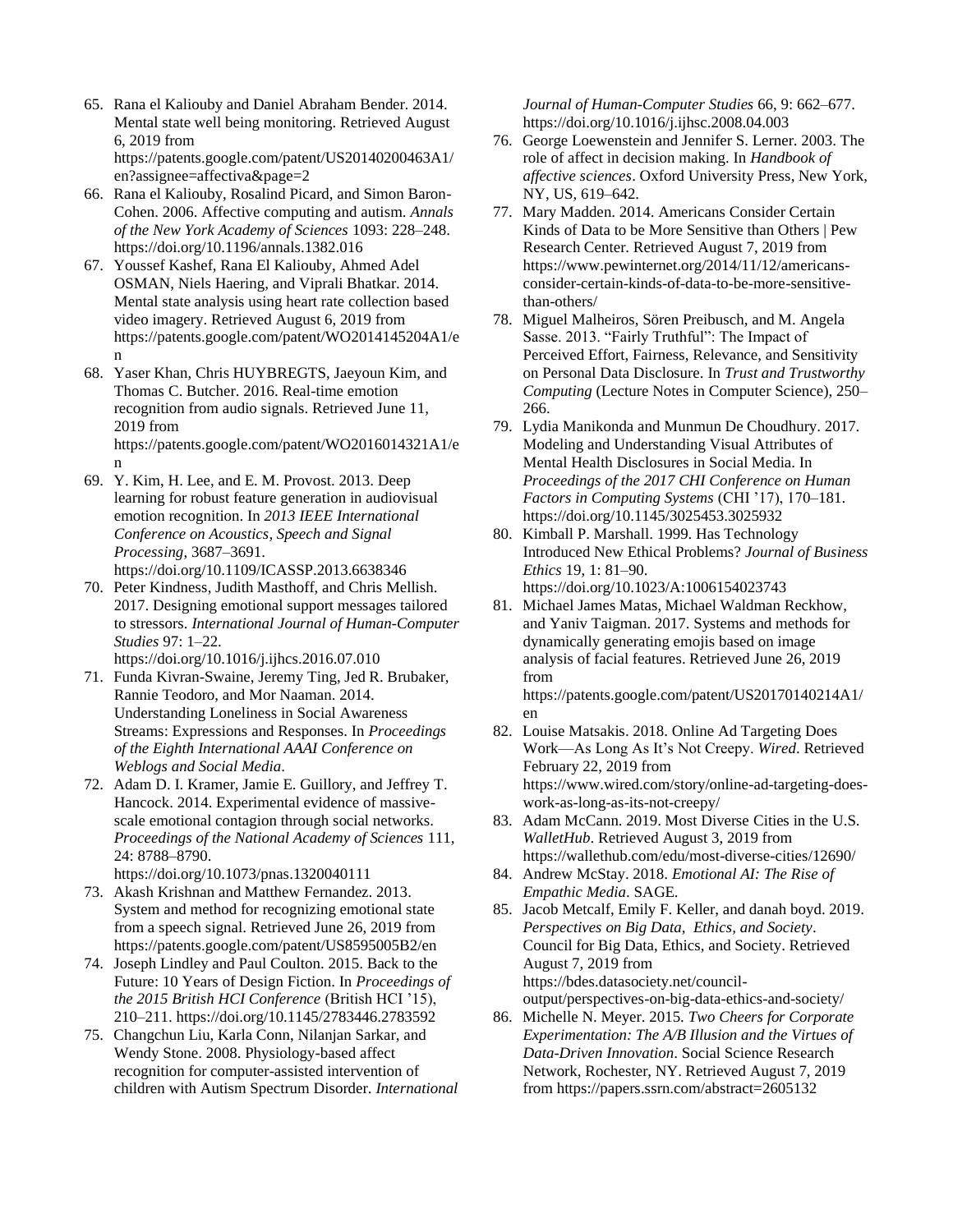65. Rana el Kaliouby and Daniel Abraham Bender. 2014. Mental state well being monitoring. Retrieved August 6, 2019 from https://patents.google.com/patent/US20140200463A1/en?assignee=affectiva&page=2
66. Rana el Kaliouby, Rosalind Picard, and Simon Baron-Cohen. 2006. Affective computing and autism. *Annals of the New York Academy of Sciences* 1093: 228–248. https://doi.org/10.1196/annals.1382.016
67. Youssef Kashef, Rana El Kaliouby, Ahmed Adel OSMAN, Niels Haering, and Viprali Bhatkar. 2014. Mental state analysis using heart rate collection based video imagery. Retrieved August 6, 2019 from https://patents.google.com/patent/WO2014145204A1/en
68. Yaser Khan, Chris HUYBREGTS, Jaeyoun Kim, and Thomas C. Butcher. 2016. Real-time emotion recognition from audio signals. Retrieved June 11, 2019 from https://patents.google.com/patent/WO2016014321A1/en
69. Y. Kim, H. Lee, and E. M. Provost. 2013. Deep learning for robust feature generation in audiovisual emotion recognition. In *2013 IEEE International Conference on Acoustics, Speech and Signal Processing*, 3687–3691. https://doi.org/10.1109/ICASSP.2013.6638346
70. Peter Kindness, Judith Masthoff, and Chris Mellish. 2017. Designing emotional support messages tailored to stressors. *International Journal of Human-Computer Studies* 97: 1–22. https://doi.org/10.1016/j.ijhcs.2016.07.010
71. Funda Kivran-Swaine, Jeremy Ting, Jed R. Brubaker, Rannie Teodoro, and Mor Naaman. 2014. Understanding Loneliness in Social Awareness Streams: Expressions and Responses. In *Proceedings of the Eighth International AAAI Conference on Weblogs and Social Media*.
72. Adam D. I. Kramer, Jamie E. Guillory, and Jeffrey T. Hancock. 2014. Experimental evidence of massive-scale emotional contagion through social networks. *Proceedings of the National Academy of Sciences* 111, 24: 8788–8790. https://doi.org/10.1073/pnas.1320040111
73. Akash Krishnan and Matthew Fernandez. 2013. System and method for recognizing emotional state from a speech signal. Retrieved June 26, 2019 from https://patents.google.com/patent/US8595005B2/en
74. Joseph Lindley and Paul Coulton. 2015. Back to the Future: 10 Years of Design Fiction. In *Proceedings of the 2015 British HCI Conference* (British HCI '15), 210–211. https://doi.org/10.1145/2783446.2783592
75. Changchun Liu, Karla Conn, Nilanjan Sarkar, and Wendy Stone. 2008. Physiology-based affect recognition for computer-assisted intervention of children with Autism Spectrum Disorder. *International Journal of Human-Computer Studies* 66, 9: 662–677. https://doi.org/10.1016/j.ijhsc.2008.04.003
76. George Loewenstein and Jennifer S. Lerner. 2003. The role of affect in decision making. In *Handbook of affective sciences*. Oxford University Press, New York, NY, US, 619–642.
77. Mary Madden. 2014. Americans Consider Certain Kinds of Data to be More Sensitive than Others | Pew Research Center. Retrieved August 7, 2019 from https://www.pewinternet.org/2014/11/12/americans-consider-certain-kinds-of-data-to-be-more-sensitive-than-others/
78. Miguel Malheiros, Sören Preibusch, and M. Angela Sasse. 2013. "Fairly Truthful": The Impact of Perceived Effort, Fairness, Relevance, and Sensitivity on Personal Data Disclosure. In *Trust and Trustworthy Computing* (Lecture Notes in Computer Science), 250–266.
79. Lydia Manikonda and Munmun De Choudhury. 2017. Modeling and Understanding Visual Attributes of Mental Health Disclosures in Social Media. In *Proceedings of the 2017 CHI Conference on Human Factors in Computing Systems* (CHI '17), 170–181. https://doi.org/10.1145/3025453.3025932
80. Kimball P. Marshall. 1999. Has Technology Introduced New Ethical Problems? *Journal of Business Ethics* 19, 1: 81–90. https://doi.org/10.1023/A:1006154023743
81. Michael James Matas, Michael Waldman Reckhow, and Yaniv Taigman. 2017. Systems and methods for dynamically generating emojis based on image analysis of facial features. Retrieved June 26, 2019 from https://patents.google.com/patent/US20170140214A1/en
82. Louise Matsakis. 2018. Online Ad Targeting Does Work—As Long As It's Not Creepy. *Wired*. Retrieved February 22, 2019 from https://www.wired.com/story/online-ad-targeting-does-work-as-long-as-its-not-creepy/
83. Adam McCann. 2019. Most Diverse Cities in the U.S. *WalletHub*. Retrieved August 3, 2019 from https://wallethub.com/edu/most-diverse-cities/12690/
84. Andrew McStay. 2018. *Emotional AI: The Rise of Empathic Media*. SAGE.
85. Jacob Metcalf, Emily F. Keller, and danah boyd. 2019. *Perspectives on Big Data, Ethics, and Society*. Council for Big Data, Ethics, and Society. Retrieved August 7, 2019 from https://bdes.datasociety.net/council-output/perspectives-on-big-data-ethics-and-society/
86. Michelle N. Meyer. 2015. *Two Cheers for Corporate Experimentation: The A/B Illusion and the Virtues of Data-Driven Innovation*. Social Science Research Network, Rochester, NY. Retrieved August 7, 2019 from https://papers.ssrn.com/abstract=2605132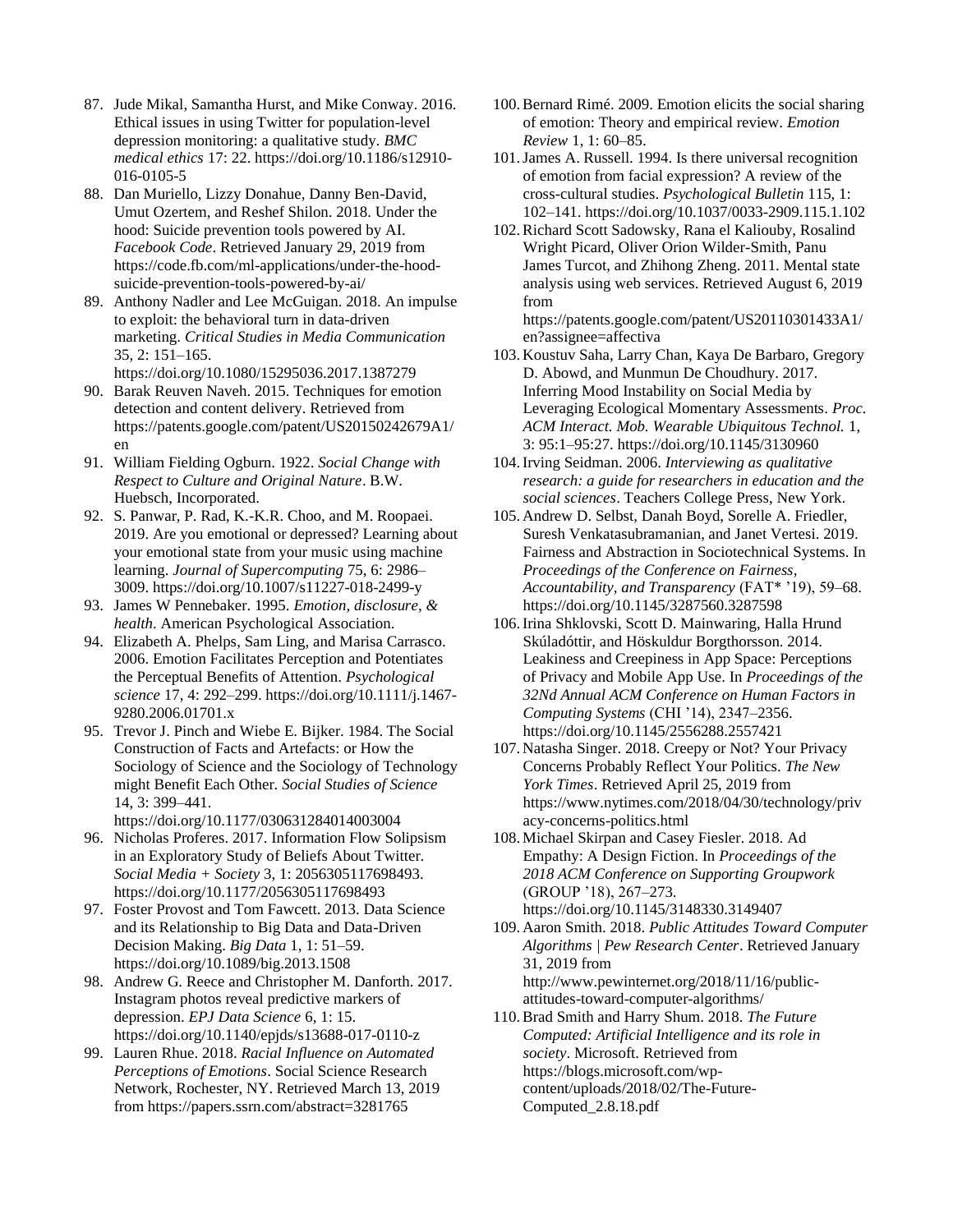87. Jude Mikal, Samantha Hurst, and Mike Conway. 2016. Ethical issues in using Twitter for population-level depression monitoring: a qualitative study. *BMC medical ethics* 17: 22. https://doi.org/10.1186/s12910-016-0105-5
88. Dan Muriello, Lizzy Donahue, Danny Ben-David, Umut Ozertem, and Reshef Shilon. 2018. Under the hood: Suicide prevention tools powered by AI. *Facebook Code*. Retrieved January 29, 2019 from https://code.fb.com/ml-applications/under-the-hood-suicide-prevention-tools-powered-by-ai/
89. Anthony Nadler and Lee McGuigan. 2018. An impulse to exploit: the behavioral turn in data-driven marketing. *Critical Studies in Media Communication* 35, 2: 151–165. https://doi.org/10.1080/15295036.2017.1387279
90. Barak Reuven Naveh. 2015. Techniques for emotion detection and content delivery. Retrieved from https://patents.google.com/patent/US20150242679A1/en
91. William Fielding Ogburn. 1922. *Social Change with Respect to Culture and Original Nature*. B.W. Huebsch, Incorporated.
92. S. Panwar, P. Rad, K.-K.R. Choo, and M. Roopaei. 2019. Are you emotional or depressed? Learning about your emotional state from your music using machine learning. *Journal of Supercomputing* 75, 6: 2986–3009. https://doi.org/10.1007/s11227-018-2499-y
93. James W Pennebaker. 1995. *Emotion, disclosure, & health*. American Psychological Association.
94. Elizabeth A. Phelps, Sam Ling, and Marisa Carrasco. 2006. Emotion Facilitates Perception and Potentiates the Perceptual Benefits of Attention. *Psychological science* 17, 4: 292–299. https://doi.org/10.1111/j.1467-9280.2006.01701.x
95. Trevor J. Pinch and Wiebe E. Bijker. 1984. The Social Construction of Facts and Artefacts: or How the Sociology of Science and the Sociology of Technology might Benefit Each Other. *Social Studies of Science* 14, 3: 399–441. https://doi.org/10.1177/030631284014003004
96. Nicholas Proferes. 2017. Information Flow Solipsism in an Exploratory Study of Beliefs About Twitter. *Social Media + Society* 3, 1: 2056305117698493. https://doi.org/10.1177/2056305117698493
97. Foster Provost and Tom Fawcett. 2013. Data Science and its Relationship to Big Data and Data-Driven Decision Making. *Big Data* 1, 1: 51–59. https://doi.org/10.1089/big.2013.1508
98. Andrew G. Reece and Christopher M. Danforth. 2017. Instagram photos reveal predictive markers of depression. *EPJ Data Science* 6, 1: 15. https://doi.org/10.1140/epjds/s13688-017-0110-z
99. Lauren Rhue. 2018. *Racial Influence on Automated Perceptions of Emotions*. Social Science Research Network, Rochester, NY. Retrieved March 13, 2019 from https://papers.ssrn.com/abstract=3281765
100. Bernard Rimé. 2009. Emotion elicits the social sharing of emotion: Theory and empirical review. *Emotion Review* 1, 1: 60–85.
101. James A. Russell. 1994. Is there universal recognition of emotion from facial expression? A review of the cross-cultural studies. *Psychological Bulletin* 115, 1: 102–141. https://doi.org/10.1037/0033-2909.115.1.102
102. Richard Scott Sadowsky, Rana el Kaliouby, Rosalind Wright Picard, Oliver Orion Wilder-Smith, Panu James Turcot, and Zhihong Zheng. 2011. Mental state analysis using web services. Retrieved August 6, 2019 from https://patents.google.com/patent/US20110301433A1/en?assignee=affectiva
103. Koustuv Saha, Larry Chan, Kaya De Barbaro, Gregory D. Abowd, and Munmun De Choudhury. 2017. Inferring Mood Instability on Social Media by Leveraging Ecological Momentary Assessments. *Proc. ACM Interact. Mob. Wearable Ubiquitous Technol.* 1, 3: 95:1–95:27. https://doi.org/10.1145/3130960
104. Irving Seidman. 2006. *Interviewing as qualitative research: a guide for researchers in education and the social sciences*. Teachers College Press, New York.
105. Andrew D. Selbst, Danah Boyd, Sorelle A. Friedler, Suresh Venkatasubramanian, and Janet Vertesi. 2019. Fairness and Abstraction in Sociotechnical Systems. In *Proceedings of the Conference on Fairness, Accountability, and Transparency* (FAT* '19), 59–68. https://doi.org/10.1145/3287560.3287598
106. Irina Shklovski, Scott D. Mainwaring, Halla Hrund Skúladóttir, and Höskuldur Borgthorsson. 2014. Leakiness and Creepiness in App Space: Perceptions of Privacy and Mobile App Use. In *Proceedings of the 32Nd Annual ACM Conference on Human Factors in Computing Systems* (CHI '14), 2347–2356. https://doi.org/10.1145/2556288.2557421
107. Natasha Singer. 2018. Creepy or Not? Your Privacy Concerns Probably Reflect Your Politics. *The New York Times*. Retrieved April 25, 2019 from https://www.nytimes.com/2018/04/30/technology/privacy-concerns-politics.html
108. Michael Skirpan and Casey Fiesler. 2018. Ad Empathy: A Design Fiction. In *Proceedings of the 2018 ACM Conference on Supporting Groupwork* (GROUP '18), 267–273. https://doi.org/10.1145/3148330.3149407
109. Aaron Smith. 2018. *Public Attitudes Toward Computer Algorithms | Pew Research Center*. Retrieved January 31, 2019 from http://www.pewinternet.org/2018/11/16/public-attitudes-toward-computer-algorithms/
110. Brad Smith and Harry Shum. 2018. *The Future Computed: Artificial Intelligence and its role in society*. Microsoft. Retrieved from https://blogs.microsoft.com/wp-content/uploads/2018/02/The-Future-Computed_2.8.18.pdf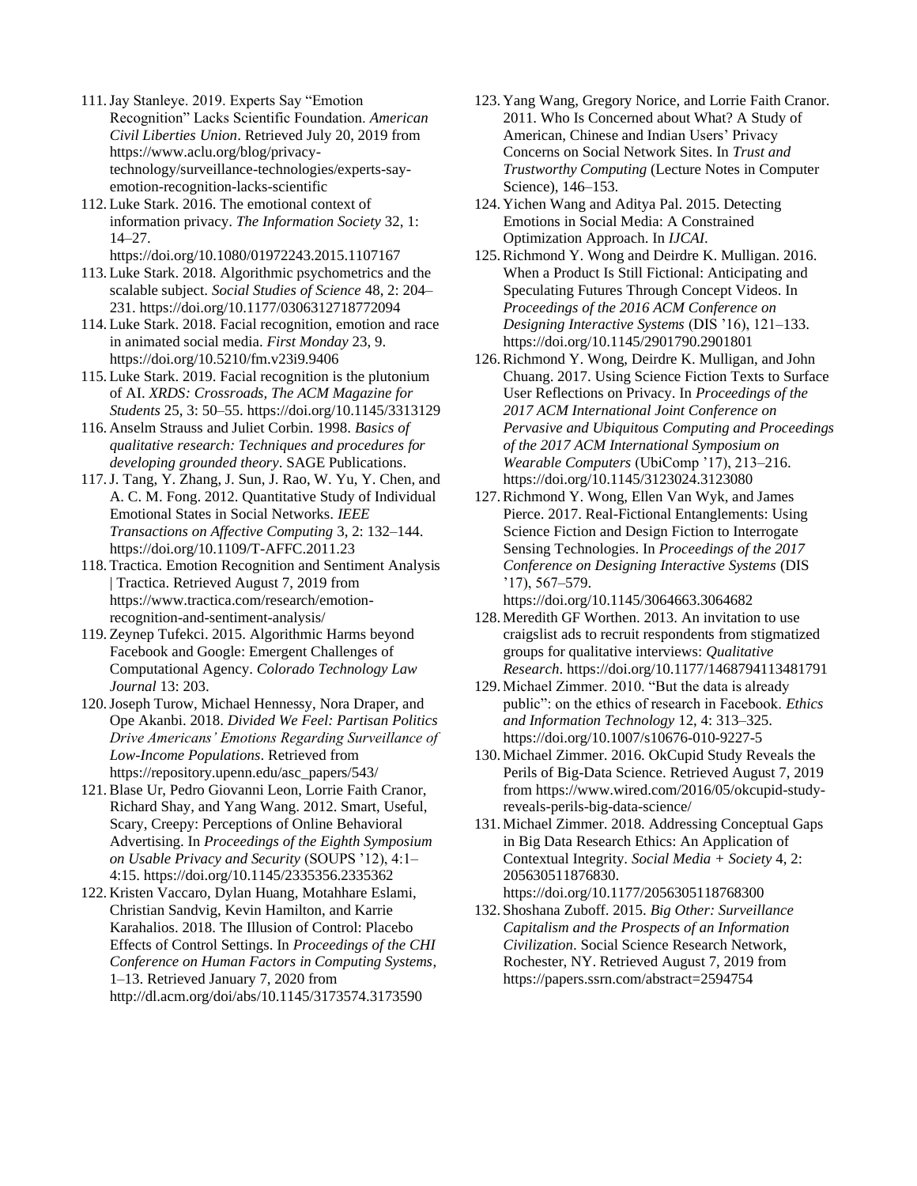111. Jay Stanleye. 2019. Experts Say "Emotion Recognition" Lacks Scientific Foundation. *American Civil Liberties Union*. Retrieved July 20, 2019 from https://www.aclu.org/blog/privacy-technology/surveillance-technologies/experts-say-emotion-recognition-lacks-scientific
112. Luke Stark. 2016. The emotional context of information privacy. *The Information Society* 32, 1: 14–27. https://doi.org/10.1080/01972243.2015.1107167
113. Luke Stark. 2018. Algorithmic psychometrics and the scalable subject. *Social Studies of Science* 48, 2: 204–231. https://doi.org/10.1177/0306312718772094
114. Luke Stark. 2018. Facial recognition, emotion and race in animated social media. *First Monday* 23, 9. https://doi.org/10.5210/fm.v23i9.9406
115. Luke Stark. 2019. Facial recognition is the plutonium of AI. *XRDS: Crossroads, The ACM Magazine for Students* 25, 3: 50–55. https://doi.org/10.1145/3313129
116. Anselm Strauss and Juliet Corbin. 1998. *Basics of qualitative research: Techniques and procedures for developing grounded theory*. SAGE Publications.
117. J. Tang, Y. Zhang, J. Sun, J. Rao, W. Yu, Y. Chen, and A. C. M. Fong. 2012. Quantitative Study of Individual Emotional States in Social Networks. *IEEE Transactions on Affective Computing* 3, 2: 132–144. https://doi.org/10.1109/T-AFFC.2011.23
118. Tractica. Emotion Recognition and Sentiment Analysis | Tractica. Retrieved August 7, 2019 from https://www.tractica.com/research/emotion-recognition-and-sentiment-analysis/
119. Zeynep Tufekci. 2015. Algorithmic Harms beyond Facebook and Google: Emergent Challenges of Computational Agency. *Colorado Technology Law Journal* 13: 203.
120. Joseph Turow, Michael Hennessy, Nora Draper, and Ope Akanbi. 2018. *Divided We Feel: Partisan Politics Drive Americans' Emotions Regarding Surveillance of Low-Income Populations*. Retrieved from https://repository.upenn.edu/asc_papers/543/
121. Blase Ur, Pedro Giovanni Leon, Lorrie Faith Cranor, Richard Shay, and Yang Wang. 2012. Smart, Useful, Scary, Creepy: Perceptions of Online Behavioral Advertising. In *Proceedings of the Eighth Symposium on Usable Privacy and Security* (SOUPS '12), 4:1–4:15. https://doi.org/10.1145/2335356.2335362
122. Kristen Vaccaro, Dylan Huang, Motahhare Eslami, Christian Sandvig, Kevin Hamilton, and Karrie Karahalios. 2018. The Illusion of Control: Placebo Effects of Control Settings. In *Proceedings of the CHI Conference on Human Factors in Computing Systems*, 1–13. Retrieved January 7, 2020 from http://dl.acm.org/doi/abs/10.1145/3173574.3173590
123. Yang Wang, Gregory Norice, and Lorrie Faith Cranor. 2011. Who Is Concerned about What? A Study of American, Chinese and Indian Users' Privacy Concerns on Social Network Sites. In *Trust and Trustworthy Computing* (Lecture Notes in Computer Science), 146–153.
124. Yichen Wang and Aditya Pal. 2015. Detecting Emotions in Social Media: A Constrained Optimization Approach. In *IJCAI*.
125. Richmond Y. Wong and Deirdre K. Mulligan. 2016. When a Product Is Still Fictional: Anticipating and Speculating Futures Through Concept Videos. In *Proceedings of the 2016 ACM Conference on Designing Interactive Systems* (DIS '16), 121–133. https://doi.org/10.1145/2901790.2901801
126. Richmond Y. Wong, Deirdre K. Mulligan, and John Chuang. 2017. Using Science Fiction Texts to Surface User Reflections on Privacy. In *Proceedings of the 2017 ACM International Joint Conference on Pervasive and Ubiquitous Computing and Proceedings of the 2017 ACM International Symposium on Wearable Computers* (UbiComp '17), 213–216. https://doi.org/10.1145/3123024.3123080
127. Richmond Y. Wong, Ellen Van Wyk, and James Pierce. 2017. Real-Fictional Entanglements: Using Science Fiction and Design Fiction to Interrogate Sensing Technologies. In *Proceedings of the 2017 Conference on Designing Interactive Systems* (DIS '17), 567–579. https://doi.org/10.1145/3064663.3064682
128. Meredith GF Worthen. 2013. An invitation to use craigslist ads to recruit respondents from stigmatized groups for qualitative interviews: *Qualitative Research*. https://doi.org/10.1177/1468794113481791
129. Michael Zimmer. 2010. "But the data is already public": on the ethics of research in Facebook. *Ethics and Information Technology* 12, 4: 313–325. https://doi.org/10.1007/s10676-010-9227-5
130. Michael Zimmer. 2016. OkCupid Study Reveals the Perils of Big-Data Science. Retrieved August 7, 2019 from https://www.wired.com/2016/05/okcupid-study-reveals-perils-big-data-science/
131. Michael Zimmer. 2018. Addressing Conceptual Gaps in Big Data Research Ethics: An Application of Contextual Integrity. *Social Media + Society* 4, 2: 205630511876830. https://doi.org/10.1177/2056305118768300
132. Shoshana Zuboff. 2015. *Big Other: Surveillance Capitalism and the Prospects of an Information Civilization*. Social Science Research Network, Rochester, NY. Retrieved August 7, 2019 from https://papers.ssrn.com/abstract=2594754